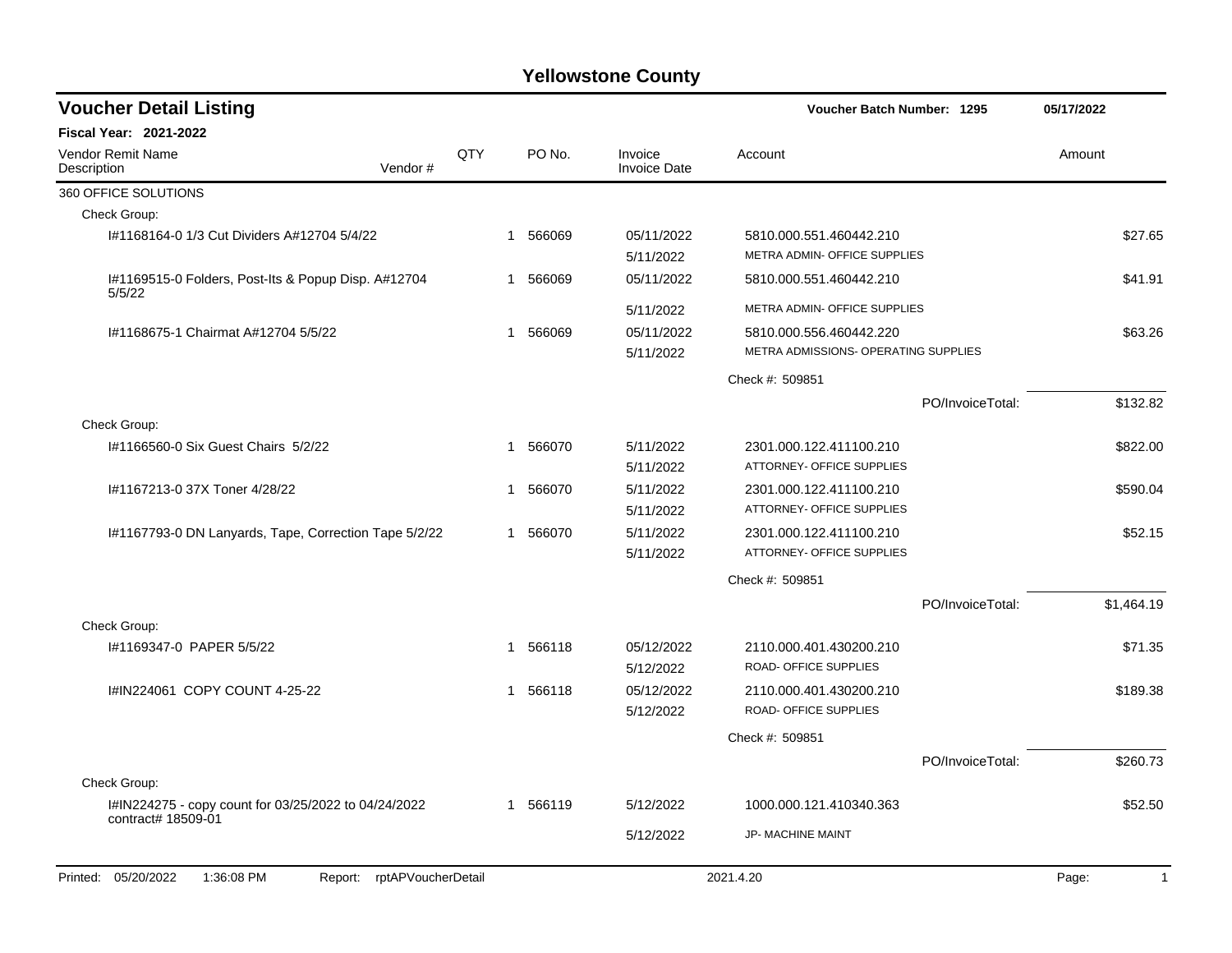# Yellowstone County

## Voucher Detail Listing

Voucher Batch Number: 1295 — 05/17/2022

**Fiscal Year: 2021-2022**

| Vendor Remit Name / Description | Vendor # | QTY | PO No. | Invoice / Invoice Date | Account | Amount |
|---|---|---|---|---|---|---|
| 360 OFFICE SOLUTIONS | | | | | | |
| Check Group: | | | | | | |
| I#1168164-0 1/3 Cut Dividers A#12704 5/4/22 | | 1 | 566069 | 05/11/2022 | 5810.000.551.460442.210 | $27.65 |
| | | | | 5/11/2022 | METRA ADMIN- OFFICE SUPPLIES | |
| I#1169515-0 Folders, Post-Its & Popup Disp. A#12704 5/5/22 | | 1 | 566069 | 05/11/2022 | 5810.000.551.460442.210 | $41.91 |
| | | | | 5/11/2022 | METRA ADMIN- OFFICE SUPPLIES | |
| I#1168675-1 Chairmat A#12704 5/5/22 | | 1 | 566069 | 05/11/2022 | 5810.000.556.460442.220 | $63.26 |
| | | | | 5/11/2022 | METRA ADMISSIONS- OPERATING SUPPLIES | |
| | | | | | Check #: 509851 | |
| | | | | | PO/InvoiceTotal: | $132.82 |
| Check Group: | | | | | | |
| I#1166560-0 Six Guest Chairs 5/2/22 | | 1 | 566070 | 5/11/2022 | 2301.000.122.411100.210 | $822.00 |
| | | | | 5/11/2022 | ATTORNEY- OFFICE SUPPLIES | |
| I#1167213-0 37X Toner 4/28/22 | | 1 | 566070 | 5/11/2022 | 2301.000.122.411100.210 | $590.04 |
| | | | | 5/11/2022 | ATTORNEY- OFFICE SUPPLIES | |
| I#1167793-0 DN Lanyards, Tape, Correction Tape 5/2/22 | | 1 | 566070 | 5/11/2022 | 2301.000.122.411100.210 | $52.15 |
| | | | | 5/11/2022 | ATTORNEY- OFFICE SUPPLIES | |
| | | | | | Check #: 509851 | |
| | | | | | PO/InvoiceTotal: | $1,464.19 |
| Check Group: | | | | | | |
| I#1169347-0 PAPER 5/5/22 | | 1 | 566118 | 05/12/2022 | 2110.000.401.430200.210 | $71.35 |
| | | | | 5/12/2022 | ROAD- OFFICE SUPPLIES | |
| I#IN224061 COPY COUNT 4-25-22 | | 1 | 566118 | 05/12/2022 | 2110.000.401.430200.210 | $189.38 |
| | | | | 5/12/2022 | ROAD- OFFICE SUPPLIES | |
| | | | | | Check #: 509851 | |
| | | | | | PO/InvoiceTotal: | $260.73 |
| Check Group: | | | | | | |
| I#IN224275 - copy count for 03/25/2022 to 04/24/2022 contract# 18509-01 | | 1 | 566119 | 5/12/2022 | 1000.000.121.410340.363 | $52.50 |
| | | | | 5/12/2022 | JP- MACHINE MAINT | |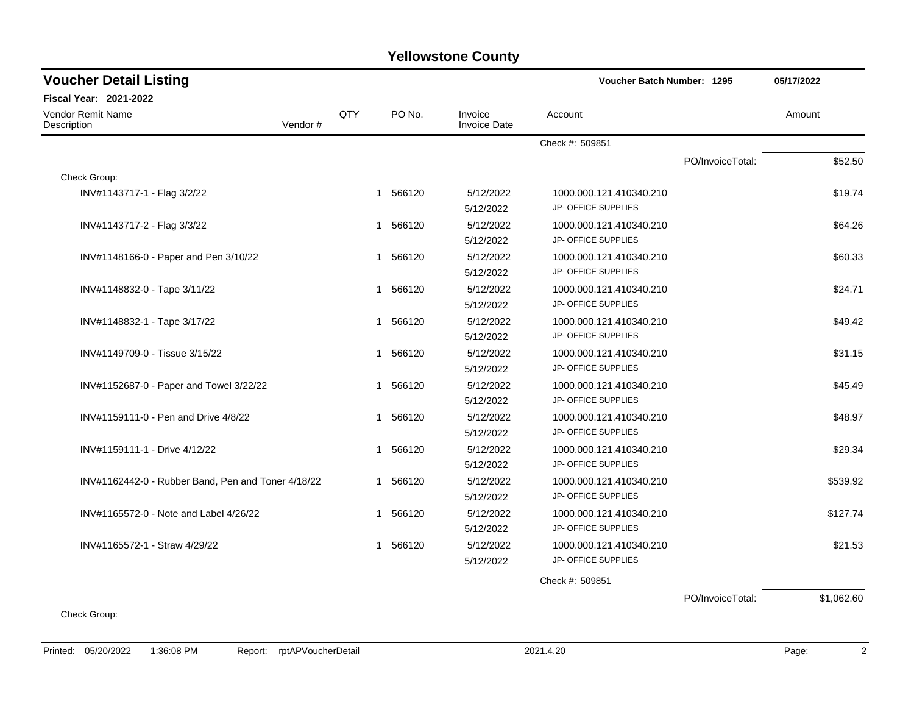# Yellowstone County

## Voucher Detail Listing

**Voucher Batch Number: 1295** | **05/17/2022**

**Fiscal Year: 2021-2022**

| Vendor Remit Name / Description | Vendor # | QTY | PO No. | Invoice / Invoice Date | Account | Amount |
|---|---|---|---|---|---|---|
| | | | | | Check #: 509851 | |
| | | | | | PO/InvoiceTotal: | $52.50 |
| Check Group: | | | | | | |
| INV#1143717-1 - Flag 3/2/22 | | 1 | 566120 | 5/12/2022 / 5/12/2022 | 1000.000.121.410340.210 JP- OFFICE SUPPLIES | $19.74 |
| INV#1143717-2 - Flag 3/3/22 | | 1 | 566120 | 5/12/2022 / 5/12/2022 | 1000.000.121.410340.210 JP- OFFICE SUPPLIES | $64.26 |
| INV#1148166-0 - Paper and Pen 3/10/22 | | 1 | 566120 | 5/12/2022 / 5/12/2022 | 1000.000.121.410340.210 JP- OFFICE SUPPLIES | $60.33 |
| INV#1148832-0 - Tape 3/11/22 | | 1 | 566120 | 5/12/2022 / 5/12/2022 | 1000.000.121.410340.210 JP- OFFICE SUPPLIES | $24.71 |
| INV#1148832-1 - Tape 3/17/22 | | 1 | 566120 | 5/12/2022 / 5/12/2022 | 1000.000.121.410340.210 JP- OFFICE SUPPLIES | $49.42 |
| INV#1149709-0 - Tissue 3/15/22 | | 1 | 566120 | 5/12/2022 / 5/12/2022 | 1000.000.121.410340.210 JP- OFFICE SUPPLIES | $31.15 |
| INV#1152687-0 - Paper and Towel 3/22/22 | | 1 | 566120 | 5/12/2022 / 5/12/2022 | 1000.000.121.410340.210 JP- OFFICE SUPPLIES | $45.49 |
| INV#1159111-0 - Pen and Drive 4/8/22 | | 1 | 566120 | 5/12/2022 / 5/12/2022 | 1000.000.121.410340.210 JP- OFFICE SUPPLIES | $48.97 |
| INV#1159111-1 - Drive 4/12/22 | | 1 | 566120 | 5/12/2022 / 5/12/2022 | 1000.000.121.410340.210 JP- OFFICE SUPPLIES | $29.34 |
| INV#1162442-0 - Rubber Band, Pen and Toner 4/18/22 | | 1 | 566120 | 5/12/2022 / 5/12/2022 | 1000.000.121.410340.210 JP- OFFICE SUPPLIES | $539.92 |
| INV#1165572-0 - Note and Label 4/26/22 | | 1 | 566120 | 5/12/2022 / 5/12/2022 | 1000.000.121.410340.210 JP- OFFICE SUPPLIES | $127.74 |
| INV#1165572-1 - Straw 4/29/22 | | 1 | 566120 | 5/12/2022 / 5/12/2022 | 1000.000.121.410340.210 JP- OFFICE SUPPLIES | $21.53 |
| | | | | | Check #: 509851 | |
| | | | | | PO/InvoiceTotal: | $1,062.60 |
| Check Group: | | | | | | |

Printed: 05/20/2022 1:36:08 PM Report: rptAPVoucherDetail 2021.4.20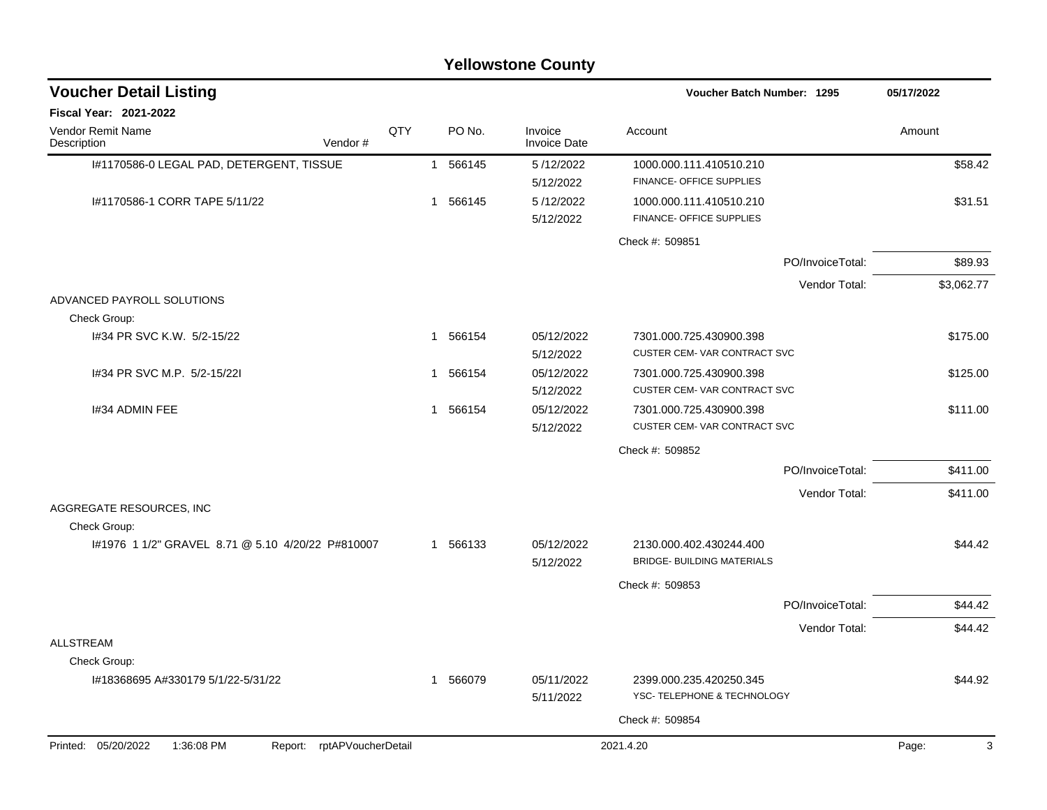# Yellowstone County

## Voucher Detail Listing

**Voucher Batch Number: 1295** — 05/17/2022

**Fiscal Year: 2021-2022**

| Vendor Remit Name / Description | Vendor # | QTY | PO No. | Invoice / Invoice Date | Account | Amount |
|---|---|---|---|---|---|---|
| I#1170586-0 LEGAL PAD, DETERGENT, TISSUE | | 1 | 566145 | 5 /12/2022 5/12/2022 | 1000.000.111.410510.210 FINANCE- OFFICE SUPPLIES | $58.42 |
| I#1170586-1 CORR TAPE 5/11/22 | | 1 | 566145 | 5 /12/2022 5/12/2022 | 1000.000.111.410510.210 FINANCE- OFFICE SUPPLIES | $31.51 |
| | | | | | Check #: 509851 | |
| | | | | | PO/InvoiceTotal: | $89.93 |
| | | | | | Vendor Total: | $3,062.77 |
| **ADVANCED PAYROLL SOLUTIONS** | | | | | | |
| Check Group: | | | | | | |
| I#34 PR SVC K.W. 5/2-15/22 | | 1 | 566154 | 05/12/2022 5/12/2022 | 7301.000.725.430900.398 CUSTER CEM- VAR CONTRACT SVC | $175.00 |
| I#34 PR SVC M.P. 5/2-15/22I | | 1 | 566154 | 05/12/2022 5/12/2022 | 7301.000.725.430900.398 CUSTER CEM- VAR CONTRACT SVC | $125.00 |
| I#34 ADMIN FEE | | 1 | 566154 | 05/12/2022 5/12/2022 | 7301.000.725.430900.398 CUSTER CEM- VAR CONTRACT SVC | $111.00 |
| | | | | | Check #: 509852 | |
| | | | | | PO/InvoiceTotal: | $411.00 |
| | | | | | Vendor Total: | $411.00 |
| **AGGREGATE RESOURCES, INC** | | | | | | |
| Check Group: | | | | | | |
| I#1976 1 1/2" GRAVEL 8.71 @ 5.10 4/20/22 P#810007 | | 1 | 566133 | 05/12/2022 5/12/2022 | 2130.000.402.430244.400 BRIDGE- BUILDING MATERIALS | $44.42 |
| | | | | | Check #: 509853 | |
| | | | | | PO/InvoiceTotal: | $44.42 |
| | | | | | Vendor Total: | $44.42 |
| **ALLSTREAM** | | | | | | |
| Check Group: | | | | | | |
| I#18368695 A#330179 5/1/22-5/31/22 | | 1 | 566079 | 05/11/2022 5/11/2022 | 2399.000.235.420250.345 YSC- TELEPHONE & TECHNOLOGY | $44.92 |
| | | | | | Check #: 509854 | |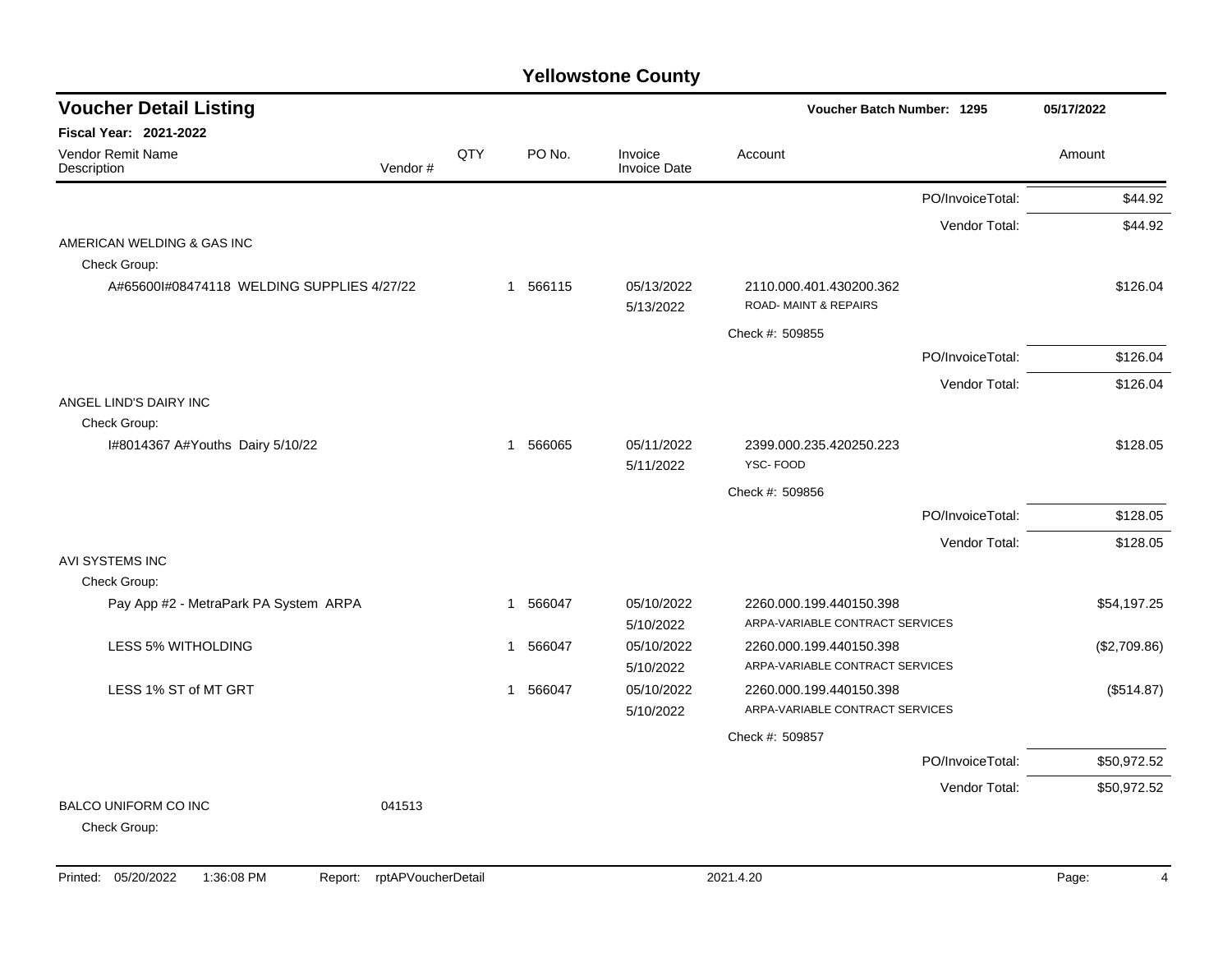# Yellowstone County

## Voucher Detail Listing

**Voucher Batch Number: 1295** — 05/17/2022

**Fiscal Year: 2021-2022**

| Vendor Remit Name / Description | Vendor # | QTY | PO No. | Invoice / Invoice Date | Account | Amount |
|---|---|---|---|---|---|---|
| | | | | | PO/InvoiceTotal: | $44.92 |
| | | | | | Vendor Total: | $44.92 |
| AMERICAN WELDING & GAS INC | | | | | | |
| Check Group: | | | | | | |
| A#65600I#08474118 WELDING SUPPLIES 4/27/22 | | 1 | 566115 | 05/13/2022 5/13/2022 | 2110.000.401.430200.362 ROAD- MAINT & REPAIRS | $126.04 |
| | | | | | Check #: 509855 | |
| | | | | | PO/InvoiceTotal: | $126.04 |
| | | | | | Vendor Total: | $126.04 |
| ANGEL LIND'S DAIRY INC | | | | | | |
| Check Group: | | | | | | |
| I#8014367 A#Youths Dairy 5/10/22 | | 1 | 566065 | 05/11/2022 5/11/2022 | 2399.000.235.420250.223 YSC- FOOD | $128.05 |
| | | | | | Check #: 509856 | |
| | | | | | PO/InvoiceTotal: | $128.05 |
| | | | | | Vendor Total: | $128.05 |
| AVI SYSTEMS INC | | | | | | |
| Check Group: | | | | | | |
| Pay App #2 - MetraPark PA System ARPA | | 1 | 566047 | 05/10/2022 5/10/2022 | 2260.000.199.440150.398 ARPA-VARIABLE CONTRACT SERVICES | $54,197.25 |
| LESS 5% WITHOLDING | | 1 | 566047 | 05/10/2022 5/10/2022 | 2260.000.199.440150.398 ARPA-VARIABLE CONTRACT SERVICES | ($2,709.86) |
| LESS 1% ST of MT GRT | | 1 | 566047 | 05/10/2022 5/10/2022 | 2260.000.199.440150.398 ARPA-VARIABLE CONTRACT SERVICES | ($514.87) |
| | | | | | Check #: 509857 | |
| | | | | | PO/InvoiceTotal: | $50,972.52 |
| | | | | | Vendor Total: | $50,972.52 |
| BALCO UNIFORM CO INC | 041513 | | | | | |
| Check Group: | | | | | | |

Printed: 05/20/2022 1:36:08 PM Report: rptAPVoucherDetail 2021.4.20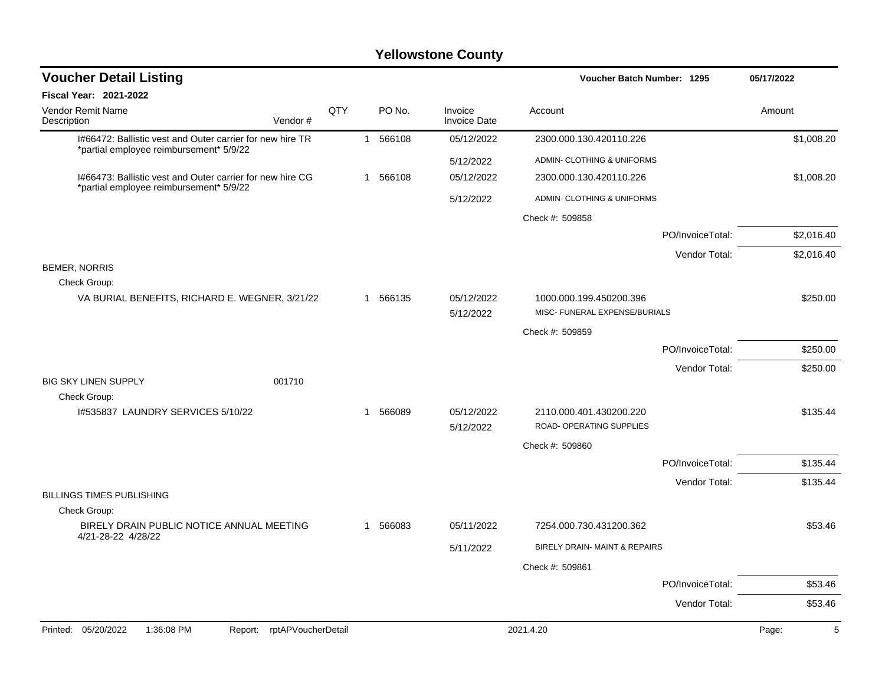# Yellowstone County

## Voucher Detail Listing

**Voucher Batch Number: 1295** — 05/17/2022

**Fiscal Year: 2021-2022**

| Vendor Remit Name / Description | Vendor # | QTY | PO No. | Invoice / Invoice Date | Account | Amount |
|---|---|---|---|---|---|---|
| I#66472: Ballistic vest and Outer carrier for new hire TR *partial employee reimbursement* 5/9/22 | | 1 | 566108 | 05/12/2022 | 2300.000.130.420110.226 | $1,008.20 |
| | | | | 5/12/2022 | ADMIN- CLOTHING & UNIFORMS | |
| I#66473: Ballistic vest and Outer carrier for new hire CG *partial employee reimbursement* 5/9/22 | | 1 | 566108 | 05/12/2022 | 2300.000.130.420110.226 | $1,008.20 |
| | | | | 5/12/2022 | ADMIN- CLOTHING & UNIFORMS | |
| | | | | | Check #: 509858 | |
| | | | | | PO/InvoiceTotal: | $2,016.40 |
| | | | | | Vendor Total: | $2,016.40 |
| BEMER, NORRIS | | | | | | |
| Check Group: | | | | | | |
| VA BURIAL BENEFITS, RICHARD E. WEGNER, 3/21/22 | | 1 | 566135 | 05/12/2022 | 1000.000.199.450200.396 | $250.00 |
| | | | | 5/12/2022 | MISC- FUNERAL EXPENSE/BURIALS | |
| | | | | | Check #: 509859 | |
| | | | | | PO/InvoiceTotal: | $250.00 |
| | | | | | Vendor Total: | $250.00 |
| BIG SKY LINEN SUPPLY | 001710 | | | | | |
| Check Group: | | | | | | |
| I#535837 LAUNDRY SERVICES 5/10/22 | | 1 | 566089 | 05/12/2022 | 2110.000.401.430200.220 | $135.44 |
| | | | | 5/12/2022 | ROAD- OPERATING SUPPLIES | |
| | | | | | Check #: 509860 | |
| | | | | | PO/InvoiceTotal: | $135.44 |
| | | | | | Vendor Total: | $135.44 |
| BILLINGS TIMES PUBLISHING | | | | | | |
| Check Group: | | | | | | |
| BIRELY DRAIN PUBLIC NOTICE ANNUAL MEETING 4/21-28-22 4/28/22 | | 1 | 566083 | 05/11/2022 | 7254.000.730.431200.362 | $53.46 |
| | | | | 5/11/2022 | BIRELY DRAIN- MAINT & REPAIRS | |
| | | | | | Check #: 509861 | |
| | | | | | PO/InvoiceTotal: | $53.46 |
| | | | | | Vendor Total: | $53.46 |

Printed: 05/20/2022 1:36:08 PM Report: rptAPVoucherDetail 2021.4.20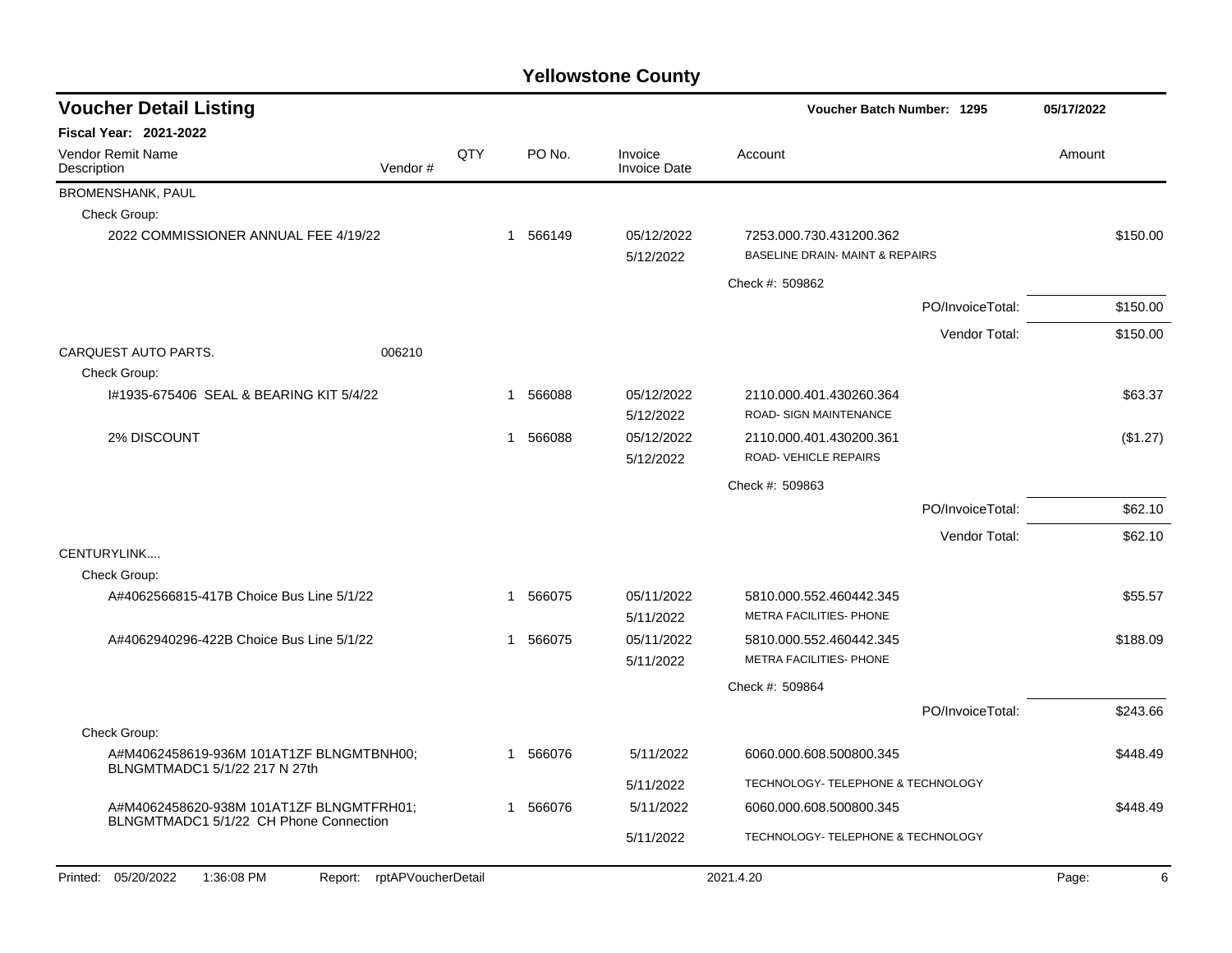# Yellowstone County

## Voucher Detail Listing

**Voucher Batch Number: 1295** — 05/17/2022

**Fiscal Year: 2021-2022**

| Vendor Remit Name / Description | Vendor # | QTY | PO No. | Invoice / Invoice Date | Account | Amount |
|---|---|---|---|---|---|---|
| BROMENSHANK, PAUL | | | | | | |
| Check Group: | | | | | | |
| 2022 COMMISSIONER ANNUAL FEE 4/19/22 | | 1 | 566149 | 05/12/2022 / 5/12/2022 | 7253.000.730.431200.362 BASELINE DRAIN- MAINT & REPAIRS | $150.00 |
| | | | | | Check #: 509862 | |
| | | | | | PO/InvoiceTotal: | $150.00 |
| | | | | | Vendor Total: | $150.00 |
| CARQUEST AUTO PARTS. | 006210 | | | | | |
| Check Group: | | | | | | |
| I#1935-675406 SEAL & BEARING KIT 5/4/22 | | 1 | 566088 | 05/12/2022 / 5/12/2022 | 2110.000.401.430260.364 ROAD- SIGN MAINTENANCE | $63.37 |
| 2% DISCOUNT | | 1 | 566088 | 05/12/2022 / 5/12/2022 | 2110.000.401.430200.361 ROAD- VEHICLE REPAIRS | ($1.27) |
| | | | | | Check #: 509863 | |
| | | | | | PO/InvoiceTotal: | $62.10 |
| | | | | | Vendor Total: | $62.10 |
| CENTURYLINK.... | | | | | | |
| Check Group: | | | | | | |
| A#4062566815-417B Choice Bus Line 5/1/22 | | 1 | 566075 | 05/11/2022 / 5/11/2022 | 5810.000.552.460442.345 METRA FACILITIES- PHONE | $55.57 |
| A#4062940296-422B Choice Bus Line 5/1/22 | | 1 | 566075 | 05/11/2022 / 5/11/2022 | 5810.000.552.460442.345 METRA FACILITIES- PHONE | $188.09 |
| | | | | | Check #: 509864 | |
| | | | | | PO/InvoiceTotal: | $243.66 |
| Check Group: | | | | | | |
| A#M4062458619-936M 101AT1ZF BLNGMTBNH00; BLNGMTMADC1 5/1/22 217 N 27th | | 1 | 566076 | 5/11/2022 / 5/11/2022 | 6060.000.608.500800.345 TECHNOLOGY- TELEPHONE & TECHNOLOGY | $448.49 |
| A#M4062458620-938M 101AT1ZF BLNGMTFRH01; BLNGMTMADC1 5/1/22 CH Phone Connection | | 1 | 566076 | 5/11/2022 / 5/11/2022 | 6060.000.608.500800.345 TECHNOLOGY- TELEPHONE & TECHNOLOGY | $448.49 |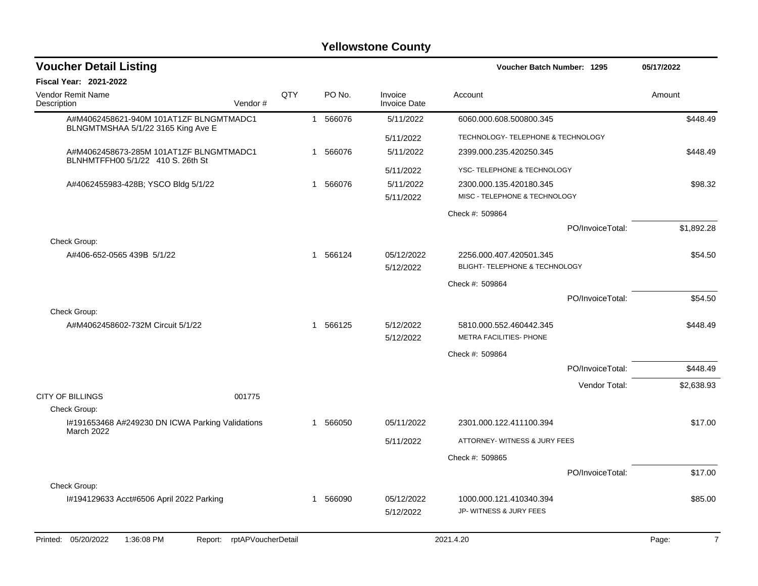# Yellowstone County

## Voucher Detail Listing

**Voucher Batch Number: 1295** 05/17/2022

**Fiscal Year: 2021-2022**

| Vendor Remit Name / Description | Vendor # | QTY | PO No. | Invoice / Invoice Date | Account | Amount |
|---|---|---|---|---|---|---|
| A#M4062458621-940M 101AT1ZF BLNGMTMADC1 BLNGMTMSHAA 5/1/22 3165 King Ave E | | 1 | 566076 | 5/11/2022 | 6060.000.608.500800.345 | $448.49 |
| | | | | 5/11/2022 | TECHNOLOGY- TELEPHONE & TECHNOLOGY | |
| A#M4062458673-285M 101AT1ZF BLNGMTMADC1 BLNHMTFFH00 5/1/22 410 S. 26th St | | 1 | 566076 | 5/11/2022 | 2399.000.235.420250.345 | $448.49 |
| | | | | 5/11/2022 | YSC- TELEPHONE & TECHNOLOGY | |
| A#4062455983-428B; YSCO Bldg 5/1/22 | | 1 | 566076 | 5/11/2022 | 2300.000.135.420180.345 | $98.32 |
| | | | | 5/11/2022 | MISC - TELEPHONE & TECHNOLOGY | |
| | | | | | Check #: 509864 | |
| | | | | | PO/InvoiceTotal: | $1,892.28 |
| Check Group: | | | | | | |
| A#406-652-0565 439B 5/1/22 | | 1 | 566124 | 05/12/2022 | 2256.000.407.420501.345 | $54.50 |
| | | | | 5/12/2022 | BLIGHT- TELEPHONE & TECHNOLOGY | |
| | | | | | Check #: 509864 | |
| | | | | | PO/InvoiceTotal: | $54.50 |
| Check Group: | | | | | | |
| A#M4062458602-732M Circuit 5/1/22 | | 1 | 566125 | 5/12/2022 | 5810.000.552.460442.345 | $448.49 |
| | | | | 5/12/2022 | METRA FACILITIES- PHONE | |
| | | | | | Check #: 509864 | |
| | | | | | PO/InvoiceTotal: | $448.49 |
| | | | | | Vendor Total: | $2,638.93 |
| CITY OF BILLINGS | 001775 | | | | | |
| Check Group: | | | | | | |
| I#191653468 A#249230 DN ICWA Parking Validations March 2022 | | 1 | 566050 | 05/11/2022 | 2301.000.122.411100.394 | $17.00 |
| | | | | 5/11/2022 | ATTORNEY- WITNESS & JURY FEES | |
| | | | | | Check #: 509865 | |
| | | | | | PO/InvoiceTotal: | $17.00 |
| Check Group: | | | | | | |
| I#194129633 Acct#6506 April 2022 Parking | | 1 | 566090 | 05/12/2022 | 1000.000.121.410340.394 | $85.00 |
| | | | | 5/12/2022 | JP- WITNESS & JURY FEES | |

Printed: 05/20/2022 1:36:08 PM Report: rptAPVoucherDetail 2021.4.20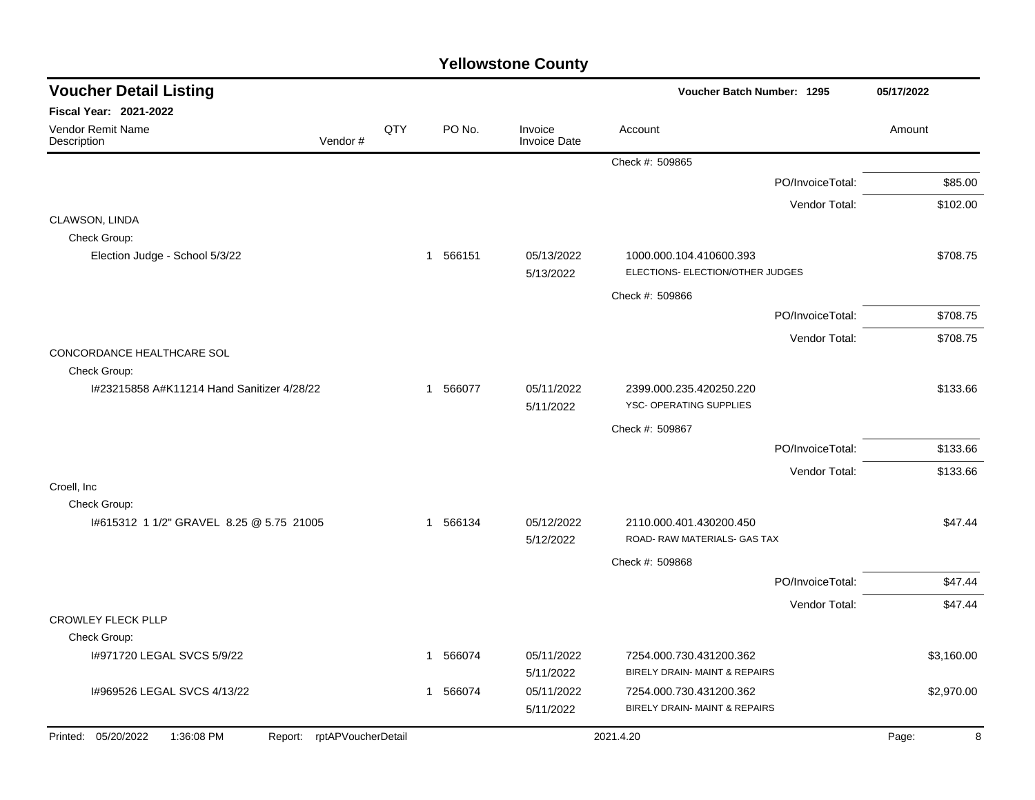## Yellowstone County

**Voucher Detail Listing** — Voucher Batch Number: 1295 — 05/17/2022

**Fiscal Year: 2021-2022**

| Vendor Remit Name / Description | Vendor # | QTY | PO No. | Invoice / Invoice Date | Account | Amount |
|---|---|---|---|---|---|---|
| | | | | | Check #: 509865 | |
| | | | | | PO/InvoiceTotal: | $85.00 |
| | | | | | Vendor Total: | $102.00 |
| CLAWSON, LINDA | | | | | | |
| Check Group: | | | | | | |
| Election Judge - School 5/3/22 | | 1 | 566151 | 05/13/2022 5/13/2022 | 1000.000.104.410600.393 ELECTIONS- ELECTION/OTHER JUDGES | $708.75 |
| | | | | | Check #: 509866 | |
| | | | | | PO/InvoiceTotal: | $708.75 |
| | | | | | Vendor Total: | $708.75 |
| CONCORDANCE HEALTHCARE SOL | | | | | | |
| Check Group: | | | | | | |
| I#23215858 A#K11214 Hand Sanitizer 4/28/22 | | 1 | 566077 | 05/11/2022 5/11/2022 | 2399.000.235.420250.220 YSC- OPERATING SUPPLIES | $133.66 |
| | | | | | Check #: 509867 | |
| | | | | | PO/InvoiceTotal: | $133.66 |
| | | | | | Vendor Total: | $133.66 |
| Croell, Inc | | | | | | |
| Check Group: | | | | | | |
| I#615312 1 1/2" GRAVEL 8.25 @ 5.75 21005 | | 1 | 566134 | 05/12/2022 5/12/2022 | 2110.000.401.430200.450 ROAD- RAW MATERIALS- GAS TAX | $47.44 |
| | | | | | Check #: 509868 | |
| | | | | | PO/InvoiceTotal: | $47.44 |
| | | | | | Vendor Total: | $47.44 |
| CROWLEY FLECK PLLP | | | | | | |
| Check Group: | | | | | | |
| I#971720 LEGAL SVCS 5/9/22 | | 1 | 566074 | 05/11/2022 5/11/2022 | 7254.000.730.431200.362 BIRELY DRAIN- MAINT & REPAIRS | $3,160.00 |
| I#969526 LEGAL SVCS 4/13/22 | | 1 | 566074 | 05/11/2022 5/11/2022 | 7254.000.730.431200.362 BIRELY DRAIN- MAINT & REPAIRS | $2,970.00 |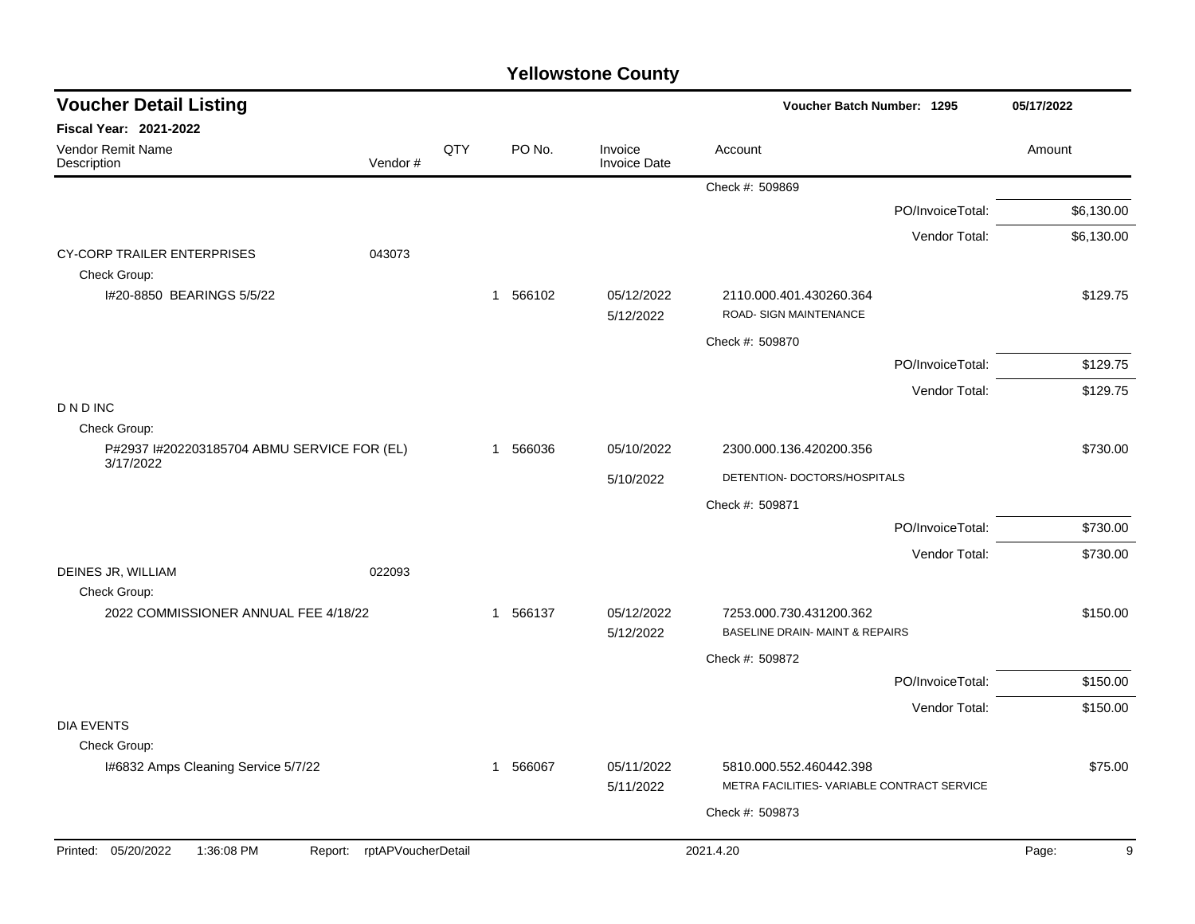# Yellowstone County

## Voucher Detail Listing

**Voucher Batch Number: 1295** — 05/17/2022

**Fiscal Year: 2021-2022**

| Vendor Remit Name / Description | Vendor # | QTY | PO No. | Invoice / Invoice Date | Account | Amount |
|---|---|---|---|---|---|---|
| | | | | | Check #: 509869 | |
| | | | | | PO/InvoiceTotal: | $6,130.00 |
| | | | | | Vendor Total: | $6,130.00 |
| CY-CORP TRAILER ENTERPRISES | 043073 | | | | | |
| Check Group: | | | | | | |
| I#20-8850 BEARINGS 5/5/22 | | 1 | 566102 | 05/12/2022 / 5/12/2022 | 2110.000.401.430260.364 ROAD- SIGN MAINTENANCE | $129.75 |
| | | | | | Check #: 509870 | |
| | | | | | PO/InvoiceTotal: | $129.75 |
| | | | | | Vendor Total: | $129.75 |
| D N D INC | | | | | | |
| Check Group: | | | | | | |
| P#2937 I#202203185704 ABMU SERVICE FOR (EL) 3/17/2022 | | 1 | 566036 | 05/10/2022 / 5/10/2022 | 2300.000.136.420200.356 DETENTION- DOCTORS/HOSPITALS | $730.00 |
| | | | | | Check #: 509871 | |
| | | | | | PO/InvoiceTotal: | $730.00 |
| | | | | | Vendor Total: | $730.00 |
| DEINES JR, WILLIAM | 022093 | | | | | |
| Check Group: | | | | | | |
| 2022 COMMISSIONER ANNUAL FEE 4/18/22 | | 1 | 566137 | 05/12/2022 / 5/12/2022 | 7253.000.730.431200.362 BASELINE DRAIN- MAINT & REPAIRS | $150.00 |
| | | | | | Check #: 509872 | |
| | | | | | PO/InvoiceTotal: | $150.00 |
| | | | | | Vendor Total: | $150.00 |
| DIA EVENTS | | | | | | |
| Check Group: | | | | | | |
| I#6832 Amps Cleaning Service 5/7/22 | | 1 | 566067 | 05/11/2022 / 5/11/2022 | 5810.000.552.460442.398 METRA FACILITIES- VARIABLE CONTRACT SERVICE | $75.00 |
| | | | | | Check #: 509873 | |

Printed: 05/20/2022 1:36:08 PM Report: rptAPVoucherDetail 2021.4.20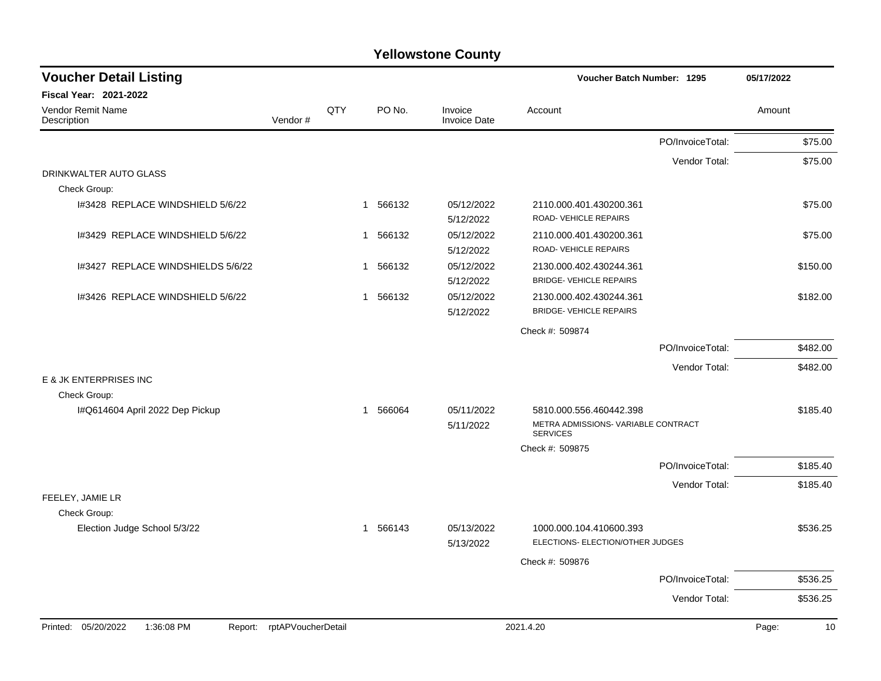# Yellowstone County

## Voucher Detail Listing

**Voucher Batch Number: 1295** 05/17/2022

**Fiscal Year: 2021-2022**

| Vendor Remit Name / Description | Vendor # | QTY | PO No. | Invoice / Invoice Date | Account | Amount |
|---|---|---|---|---|---|---|
| | | | | | PO/InvoiceTotal: | $75.00 |
| | | | | | Vendor Total: | $75.00 |
| DRINKWALTER AUTO GLASS | | | | | | |
| Check Group: | | | | | | |
| I#3428 REPLACE WINDSHIELD 5/6/22 | | 1 | 566132 | 05/12/2022 5/12/2022 | 2110.000.401.430200.361 ROAD- VEHICLE REPAIRS | $75.00 |
| I#3429 REPLACE WINDSHIELD 5/6/22 | | 1 | 566132 | 05/12/2022 5/12/2022 | 2110.000.401.430200.361 ROAD- VEHICLE REPAIRS | $75.00 |
| I#3427 REPLACE WINDSHIELDS 5/6/22 | | 1 | 566132 | 05/12/2022 5/12/2022 | 2130.000.402.430244.361 BRIDGE- VEHICLE REPAIRS | $150.00 |
| I#3426 REPLACE WINDSHIELD 5/6/22 | | 1 | 566132 | 05/12/2022 5/12/2022 | 2130.000.402.430244.361 BRIDGE- VEHICLE REPAIRS | $182.00 |
| | | | | | Check #: 509874 | |
| | | | | | PO/InvoiceTotal: | $482.00 |
| | | | | | Vendor Total: | $482.00 |
| E & JK ENTERPRISES INC | | | | | | |
| Check Group: | | | | | | |
| I#Q614604 April 2022 Dep Pickup | | 1 | 566064 | 05/11/2022 5/11/2022 | 5810.000.556.460442.398 METRA ADMISSIONS- VARIABLE CONTRACT SERVICES | $185.40 |
| | | | | | Check #: 509875 | |
| | | | | | PO/InvoiceTotal: | $185.40 |
| | | | | | Vendor Total: | $185.40 |
| FEELEY, JAMIE LR | | | | | | |
| Check Group: | | | | | | |
| Election Judge School 5/3/22 | | 1 | 566143 | 05/13/2022 5/13/2022 | 1000.000.104.410600.393 ELECTIONS- ELECTION/OTHER JUDGES | $536.25 |
| | | | | | Check #: 509876 | |
| | | | | | PO/InvoiceTotal: | $536.25 |
| | | | | | Vendor Total: | $536.25 |

Printed: 05/20/2022 1:36:08 PM Report: rptAPVoucherDetail 2021.4.20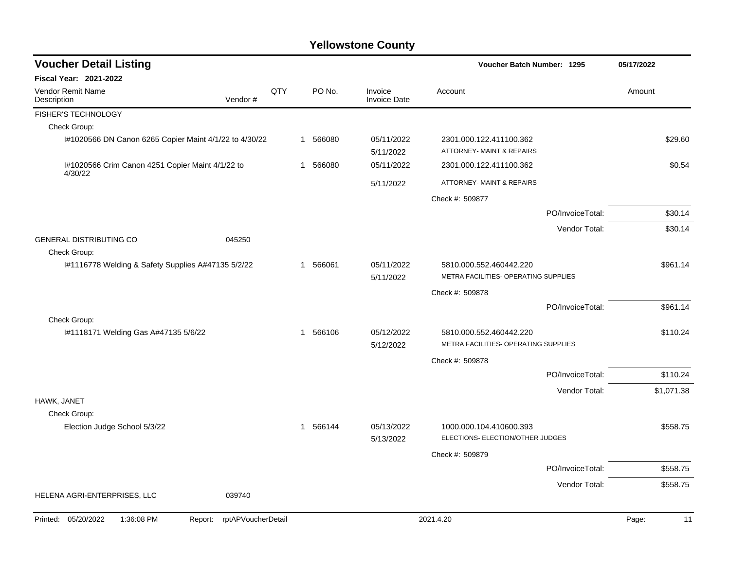# Yellowstone County

## Voucher Detail Listing

**Voucher Batch Number: 1295** — 05/17/2022

**Fiscal Year: 2021-2022**

| Vendor Remit Name / Description | Vendor # | QTY | PO No. | Invoice / Invoice Date | Account | Amount |
|---|---|---|---|---|---|---|
| FISHER'S TECHNOLOGY | | | | | | |
| Check Group: | | | | | | |
| I#1020566 DN Canon 6265 Copier Maint 4/1/22 to 4/30/22 | | 1 | 566080 | 05/11/2022<br>5/11/2022 | 2301.000.122.411100.362<br>ATTORNEY- MAINT & REPAIRS | $29.60 |
| I#1020566 Crim Canon 4251 Copier Maint 4/1/22 to 4/30/22 | | 1 | 566080 | 05/11/2022<br>5/11/2022 | 2301.000.122.411100.362<br>ATTORNEY- MAINT & REPAIRS | $0.54 |
| | | | | | Check #: 509877 | |
| | | | | | PO/InvoiceTotal: | $30.14 |
| | | | | | Vendor Total: | $30.14 |
| GENERAL DISTRIBUTING CO | 045250 | | | | | |
| Check Group: | | | | | | |
| I#1116778 Welding & Safety Supplies A#47135 5/2/22 | | 1 | 566061 | 05/11/2022<br>5/11/2022 | 5810.000.552.460442.220<br>METRA FACILITIES- OPERATING SUPPLIES | $961.14 |
| | | | | | Check #: 509878 | |
| | | | | | PO/InvoiceTotal: | $961.14 |
| Check Group: | | | | | | |
| I#1118171 Welding Gas A#47135 5/6/22 | | 1 | 566106 | 05/12/2022<br>5/12/2022 | 5810.000.552.460442.220<br>METRA FACILITIES- OPERATING SUPPLIES | $110.24 |
| | | | | | Check #: 509878 | |
| | | | | | PO/InvoiceTotal: | $110.24 |
| | | | | | Vendor Total: | $1,071.38 |
| HAWK, JANET | | | | | | |
| Check Group: | | | | | | |
| Election Judge School 5/3/22 | | 1 | 566144 | 05/13/2022<br>5/13/2022 | 1000.000.104.410600.393<br>ELECTIONS- ELECTION/OTHER JUDGES | $558.75 |
| | | | | | Check #: 509879 | |
| | | | | | PO/InvoiceTotal: | $558.75 |
| | | | | | Vendor Total: | $558.75 |
| HELENA AGRI-ENTERPRISES, LLC | 039740 | | | | | |

Printed: 05/20/2022 1:36:08 PM Report: rptAPVoucherDetail 2021.4.20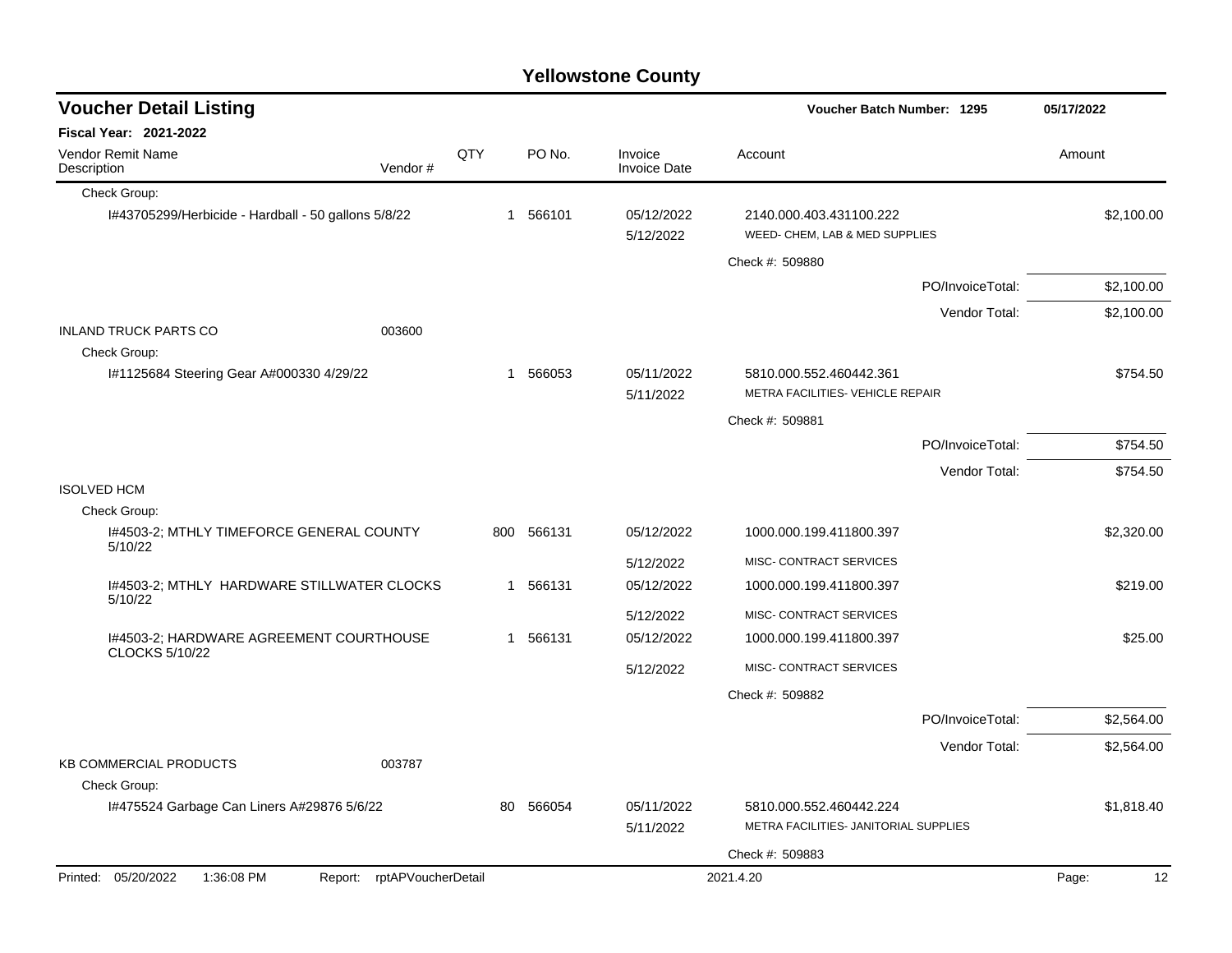# Yellowstone County

## Voucher Detail Listing

**Voucher Batch Number: 1295** — 05/17/2022

**Fiscal Year: 2021-2022**

| Vendor Remit Name / Description | Vendor # | QTY | PO No. | Invoice / Invoice Date | Account | Amount |
|---|---|---|---|---|---|---|
| Check Group: | | | | | | |
| I#43705299/Herbicide - Hardball - 50 gallons 5/8/22 | | 1 | 566101 | 05/12/2022<br>5/12/2022 | 2140.000.403.431100.222<br>WEED- CHEM, LAB & MED SUPPLIES | $2,100.00 |
| | | | | | Check #: 509880 | |
| | | | | | PO/InvoiceTotal: | $2,100.00 |
| | | | | | Vendor Total: | $2,100.00 |
| INLAND TRUCK PARTS CO | 003600 | | | | | |
| Check Group: | | | | | | |
| I#1125684 Steering Gear A#000330 4/29/22 | | 1 | 566053 | 05/11/2022<br>5/11/2022 | 5810.000.552.460442.361<br>METRA FACILITIES- VEHICLE REPAIR | $754.50 |
| | | | | | Check #: 509881 | |
| | | | | | PO/InvoiceTotal: | $754.50 |
| | | | | | Vendor Total: | $754.50 |
| ISOLVED HCM | | | | | | |
| Check Group: | | | | | | |
| I#4503-2; MTHLY TIMEFORCE GENERAL COUNTY 5/10/22 | | 800 | 566131 | 05/12/2022<br>5/12/2022 | 1000.000.199.411800.397<br>MISC- CONTRACT SERVICES | $2,320.00 |
| I#4503-2; MTHLY HARDWARE STILLWATER CLOCKS 5/10/22 | | 1 | 566131 | 05/12/2022<br>5/12/2022 | 1000.000.199.411800.397<br>MISC- CONTRACT SERVICES | $219.00 |
| I#4503-2; HARDWARE AGREEMENT COURTHOUSE CLOCKS 5/10/22 | | 1 | 566131 | 05/12/2022<br>5/12/2022 | 1000.000.199.411800.397<br>MISC- CONTRACT SERVICES | $25.00 |
| | | | | | Check #: 509882 | |
| | | | | | PO/InvoiceTotal: | $2,564.00 |
| | | | | | Vendor Total: | $2,564.00 |
| KB COMMERCIAL PRODUCTS | 003787 | | | | | |
| Check Group: | | | | | | |
| I#475524 Garbage Can Liners A#29876 5/6/22 | | 80 | 566054 | 05/11/2022<br>5/11/2022 | 5810.000.552.460442.224<br>METRA FACILITIES- JANITORIAL SUPPLIES | $1,818.40 |
| | | | | | Check #: 509883 | |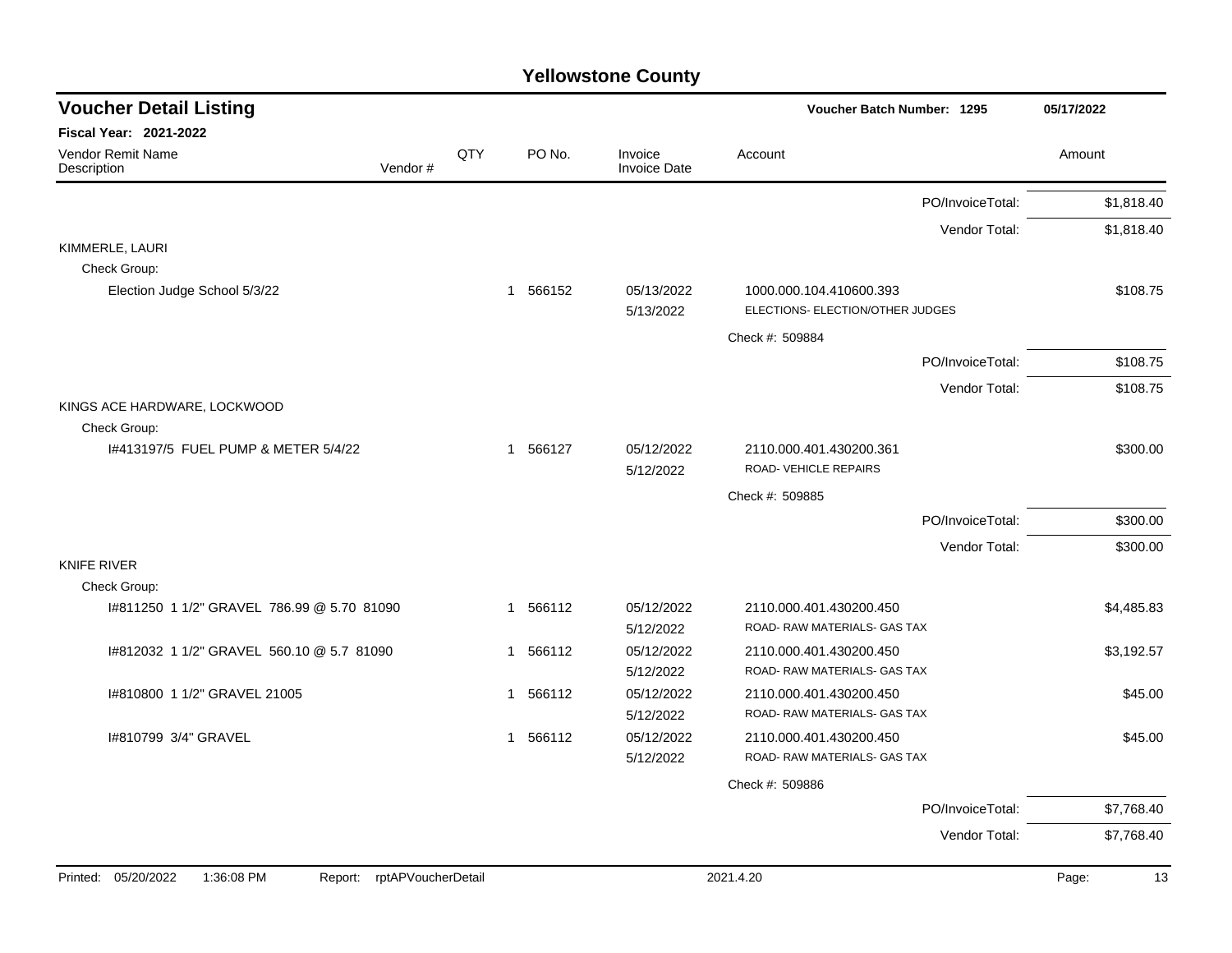# Yellowstone County

## Voucher Detail Listing

**Voucher Batch Number: 1295** 05/17/2022

**Fiscal Year: 2021-2022**

| Vendor Remit Name / Description | Vendor # | QTY | PO No. | Invoice / Invoice Date | Account | Amount |
|---|---|---|---|---|---|---|
| | | | | | PO/InvoiceTotal: | $1,818.40 |
| | | | | | Vendor Total: | $1,818.40 |
| KIMMERLE, LAURI | | | | | | |
| Check Group: | | | | | | |
| Election Judge School 5/3/22 | | 1 | 566152 | 05/13/2022 5/13/2022 | 1000.000.104.410600.393 ELECTIONS- ELECTION/OTHER JUDGES | $108.75 |
| | | | | | Check #: 509884 | |
| | | | | | PO/InvoiceTotal: | $108.75 |
| | | | | | Vendor Total: | $108.75 |
| KINGS ACE HARDWARE, LOCKWOOD | | | | | | |
| Check Group: | | | | | | |
| I#413197/5 FUEL PUMP & METER 5/4/22 | | 1 | 566127 | 05/12/2022 5/12/2022 | 2110.000.401.430200.361 ROAD- VEHICLE REPAIRS | $300.00 |
| | | | | | Check #: 509885 | |
| | | | | | PO/InvoiceTotal: | $300.00 |
| | | | | | Vendor Total: | $300.00 |
| KNIFE RIVER | | | | | | |
| Check Group: | | | | | | |
| I#811250 1 1/2" GRAVEL 786.99 @ 5.70 81090 | | 1 | 566112 | 05/12/2022 5/12/2022 | 2110.000.401.430200.450 ROAD- RAW MATERIALS- GAS TAX | $4,485.83 |
| I#812032 1 1/2" GRAVEL 560.10 @ 5.7 81090 | | 1 | 566112 | 05/12/2022 5/12/2022 | 2110.000.401.430200.450 ROAD- RAW MATERIALS- GAS TAX | $3,192.57 |
| I#810800 1 1/2" GRAVEL 21005 | | 1 | 566112 | 05/12/2022 5/12/2022 | 2110.000.401.430200.450 ROAD- RAW MATERIALS- GAS TAX | $45.00 |
| I#810799 3/4" GRAVEL | | 1 | 566112 | 05/12/2022 5/12/2022 | 2110.000.401.430200.450 ROAD- RAW MATERIALS- GAS TAX | $45.00 |
| | | | | | Check #: 509886 | |
| | | | | | PO/InvoiceTotal: | $7,768.40 |
| | | | | | Vendor Total: | $7,768.40 |

Printed: 05/20/2022 1:36:08 PM Report: rptAPVoucherDetail 2021.4.20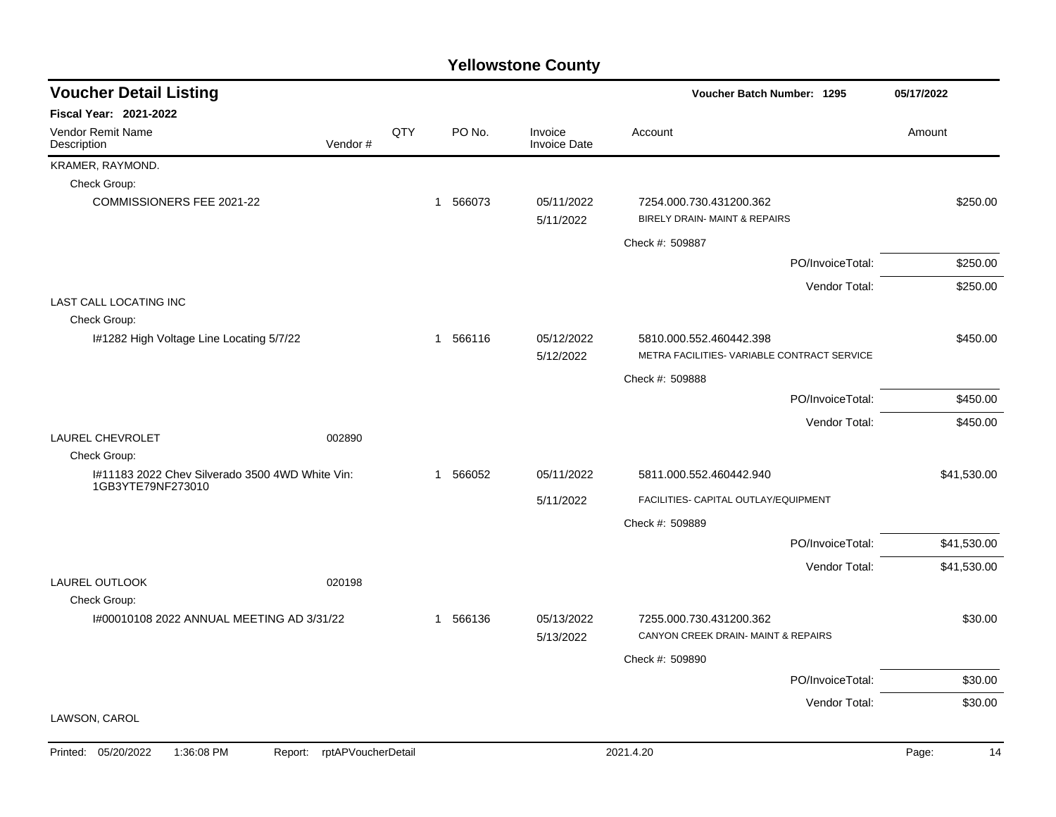# Yellowstone County

## Voucher Detail Listing

**Voucher Batch Number: 1295** — 05/17/2022

**Fiscal Year: 2021-2022**

| Vendor Remit Name / Description | Vendor # | QTY | PO No. | Invoice / Invoice Date | Account | Amount |
|---|---|---|---|---|---|---|
| KRAMER, RAYMOND. | | | | | | |
| Check Group: | | | | | | |
| COMMISSIONERS FEE 2021-22 | | 1 | 566073 | 05/11/2022 | 7254.000.730.431200.362 | $250.00 |
| | | | | 5/11/2022 | BIRELY DRAIN- MAINT & REPAIRS | |
| | | | | | Check #: 509887 | |
| | | | | | PO/InvoiceTotal: | $250.00 |
| | | | | | Vendor Total: | $250.00 |
| LAST CALL LOCATING INC | | | | | | |
| Check Group: | | | | | | |
| I#1282 High Voltage Line Locating 5/7/22 | | 1 | 566116 | 05/12/2022 | 5810.000.552.460442.398 | $450.00 |
| | | | | 5/12/2022 | METRA FACILITIES- VARIABLE CONTRACT SERVICE | |
| | | | | | Check #: 509888 | |
| | | | | | PO/InvoiceTotal: | $450.00 |
| | | | | | Vendor Total: | $450.00 |
| LAUREL CHEVROLET | 002890 | | | | | |
| Check Group: | | | | | | |
| I#11183 2022 Chev Silverado 3500 4WD White Vin: 1GB3YTE79NF273010 | | 1 | 566052 | 05/11/2022 | 5811.000.552.460442.940 | $41,530.00 |
| | | | | 5/11/2022 | FACILITIES- CAPITAL OUTLAY/EQUIPMENT | |
| | | | | | Check #: 509889 | |
| | | | | | PO/InvoiceTotal: | $41,530.00 |
| | | | | | Vendor Total: | $41,530.00 |
| LAUREL OUTLOOK | 020198 | | | | | |
| Check Group: | | | | | | |
| I#00010108 2022 ANNUAL MEETING AD 3/31/22 | | 1 | 566136 | 05/13/2022 | 7255.000.730.431200.362 | $30.00 |
| | | | | 5/13/2022 | CANYON CREEK DRAIN- MAINT & REPAIRS | |
| | | | | | Check #: 509890 | |
| | | | | | PO/InvoiceTotal: | $30.00 |
| | | | | | Vendor Total: | $30.00 |
| LAWSON, CAROL | | | | | | |

Printed: 05/20/2022 1:36:08 PM Report: rptAPVoucherDetail 2021.4.20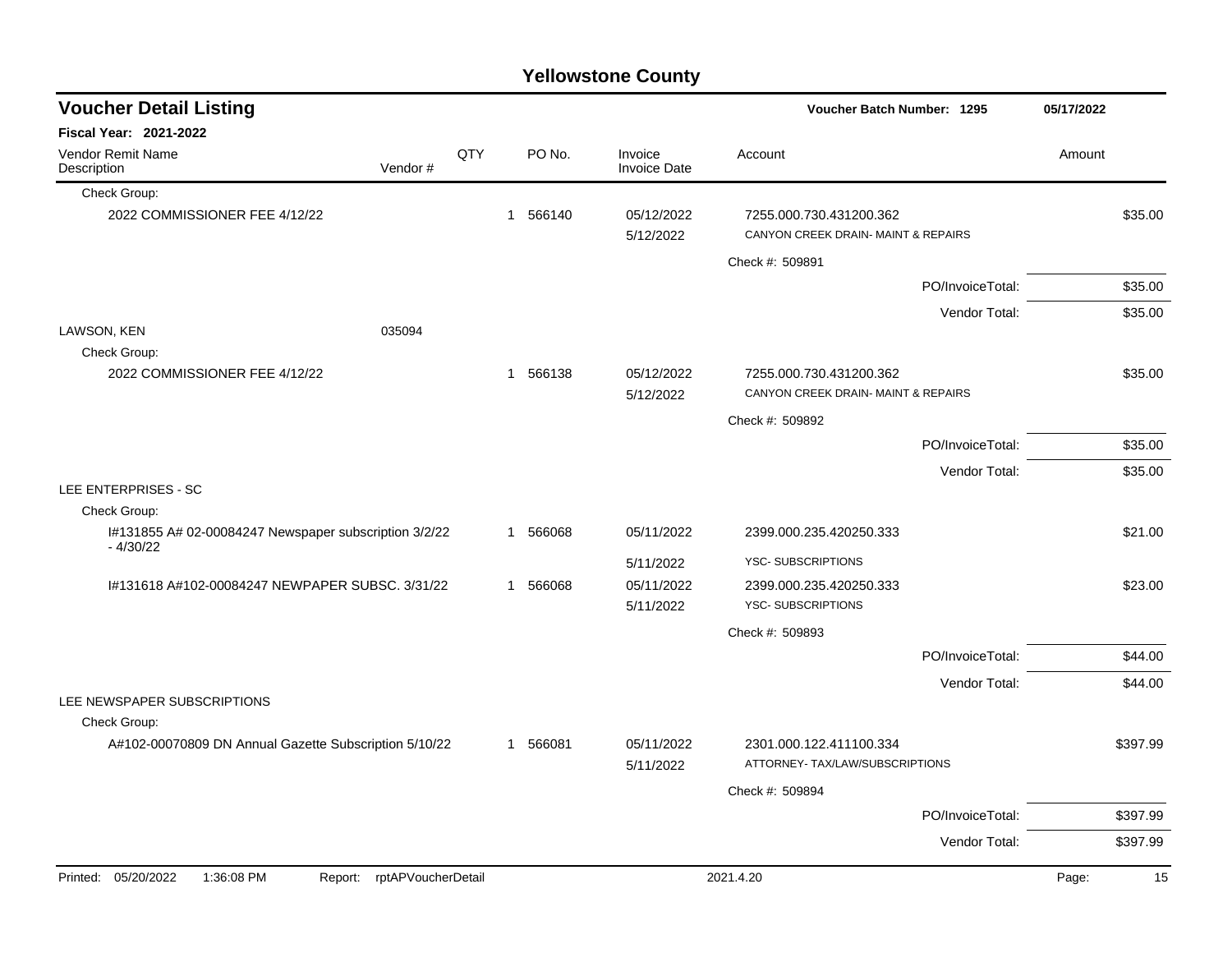# Yellowstone County

## Voucher Detail Listing

**Voucher Batch Number: 1295** 05/17/2022

**Fiscal Year: 2021-2022**

| Vendor Remit Name / Description | Vendor # | QTY | PO No. | Invoice / Invoice Date | Account | Amount |
|---|---|---|---|---|---|---|
| Check Group: | | | | | | |
| 2022 COMMISSIONER FEE 4/12/22 | | 1 | 566140 | 05/12/2022 / 5/12/2022 | 7255.000.730.431200.362 CANYON CREEK DRAIN- MAINT & REPAIRS | $35.00 |
| | | | | | Check #: 509891 | |
| | | | | | PO/InvoiceTotal: | $35.00 |
| | | | | | Vendor Total: | $35.00 |
| LAWSON, KEN | 035094 | | | | | |
| Check Group: | | | | | | |
| 2022 COMMISSIONER FEE 4/12/22 | | 1 | 566138 | 05/12/2022 / 5/12/2022 | 7255.000.730.431200.362 CANYON CREEK DRAIN- MAINT & REPAIRS | $35.00 |
| | | | | | Check #: 509892 | |
| | | | | | PO/InvoiceTotal: | $35.00 |
| | | | | | Vendor Total: | $35.00 |
| LEE ENTERPRISES - SC | | | | | | |
| Check Group: | | | | | | |
| I#131855 A# 02-00084247 Newspaper subscription 3/2/22 - 4/30/22 | | 1 | 566068 | 05/11/2022 / 5/11/2022 | 2399.000.235.420250.333 YSC- SUBSCRIPTIONS | $21.00 |
| I#131618 A#102-00084247 NEWPAPER SUBSC. 3/31/22 | | 1 | 566068 | 05/11/2022 / 5/11/2022 | 2399.000.235.420250.333 YSC- SUBSCRIPTIONS | $23.00 |
| | | | | | Check #: 509893 | |
| | | | | | PO/InvoiceTotal: | $44.00 |
| | | | | | Vendor Total: | $44.00 |
| LEE NEWSPAPER SUBSCRIPTIONS | | | | | | |
| Check Group: | | | | | | |
| A#102-00070809 DN Annual Gazette Subscription 5/10/22 | | 1 | 566081 | 05/11/2022 / 5/11/2022 | 2301.000.122.411100.334 ATTORNEY- TAX/LAW/SUBSCRIPTIONS | $397.99 |
| | | | | | Check #: 509894 | |
| | | | | | PO/InvoiceTotal: | $397.99 |
| | | | | | Vendor Total: | $397.99 |

Printed: 05/20/2022 1:36:08 PM Report: rptAPVoucherDetail 2021.4.20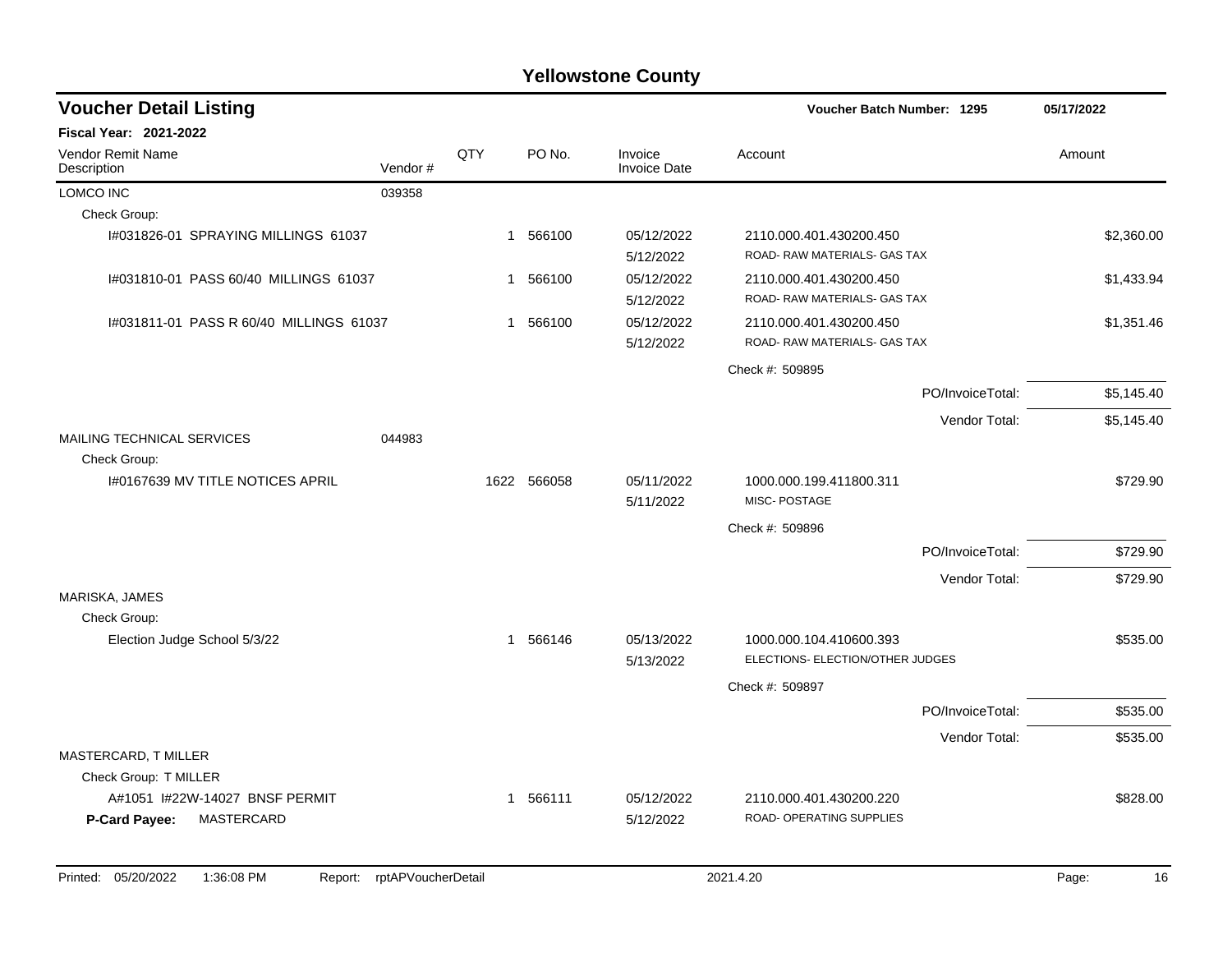# Yellowstone County

## Voucher Detail Listing

**Voucher Batch Number: 1295** — 05/17/2022

**Fiscal Year: 2021-2022**

| Vendor Remit Name / Description | Vendor # | QTY | PO No. | Invoice / Invoice Date | Account | Amount |
|---|---|---|---|---|---|---|
| LOMCO INC | 039358 | | | | | |
| Check Group: | | | | | | |
| I#031826-01 SPRAYING MILLINGS 61037 | | 1 | 566100 | 05/12/2022 / 5/12/2022 | 2110.000.401.430200.450 ROAD- RAW MATERIALS- GAS TAX | $2,360.00 |
| I#031810-01 PASS 60/40 MILLINGS 61037 | | 1 | 566100 | 05/12/2022 / 5/12/2022 | 2110.000.401.430200.450 ROAD- RAW MATERIALS- GAS TAX | $1,433.94 |
| I#031811-01 PASS R 60/40 MILLINGS 61037 | | 1 | 566100 | 05/12/2022 / 5/12/2022 | 2110.000.401.430200.450 ROAD- RAW MATERIALS- GAS TAX | $1,351.46 |
| | | | | | Check #: 509895 | |
| | | | | | PO/InvoiceTotal: | $5,145.40 |
| | | | | | Vendor Total: | $5,145.40 |
| MAILING TECHNICAL SERVICES | 044983 | | | | | |
| Check Group: | | | | | | |
| I#0167639 MV TITLE NOTICES APRIL | | 1622 | 566058 | 05/11/2022 / 5/11/2022 | 1000.000.199.411800.311 MISC- POSTAGE | $729.90 |
| | | | | | Check #: 509896 | |
| | | | | | PO/InvoiceTotal: | $729.90 |
| | | | | | Vendor Total: | $729.90 |
| MARISKA, JAMES | | | | | | |
| Check Group: | | | | | | |
| Election Judge School 5/3/22 | | 1 | 566146 | 05/13/2022 / 5/13/2022 | 1000.000.104.410600.393 ELECTIONS- ELECTION/OTHER JUDGES | $535.00 |
| | | | | | Check #: 509897 | |
| | | | | | PO/InvoiceTotal: | $535.00 |
| | | | | | Vendor Total: | $535.00 |
| MASTERCARD, T MILLER | | | | | | |
| Check Group: T MILLER | | | | | | |
| A#1051 I#22W-14027 BNSF PERMIT | | 1 | 566111 | 05/12/2022 / 5/12/2022 | 2110.000.401.430200.220 ROAD- OPERATING SUPPLIES | $828.00 |
| **P-Card Payee:** MASTERCARD | | | | | | |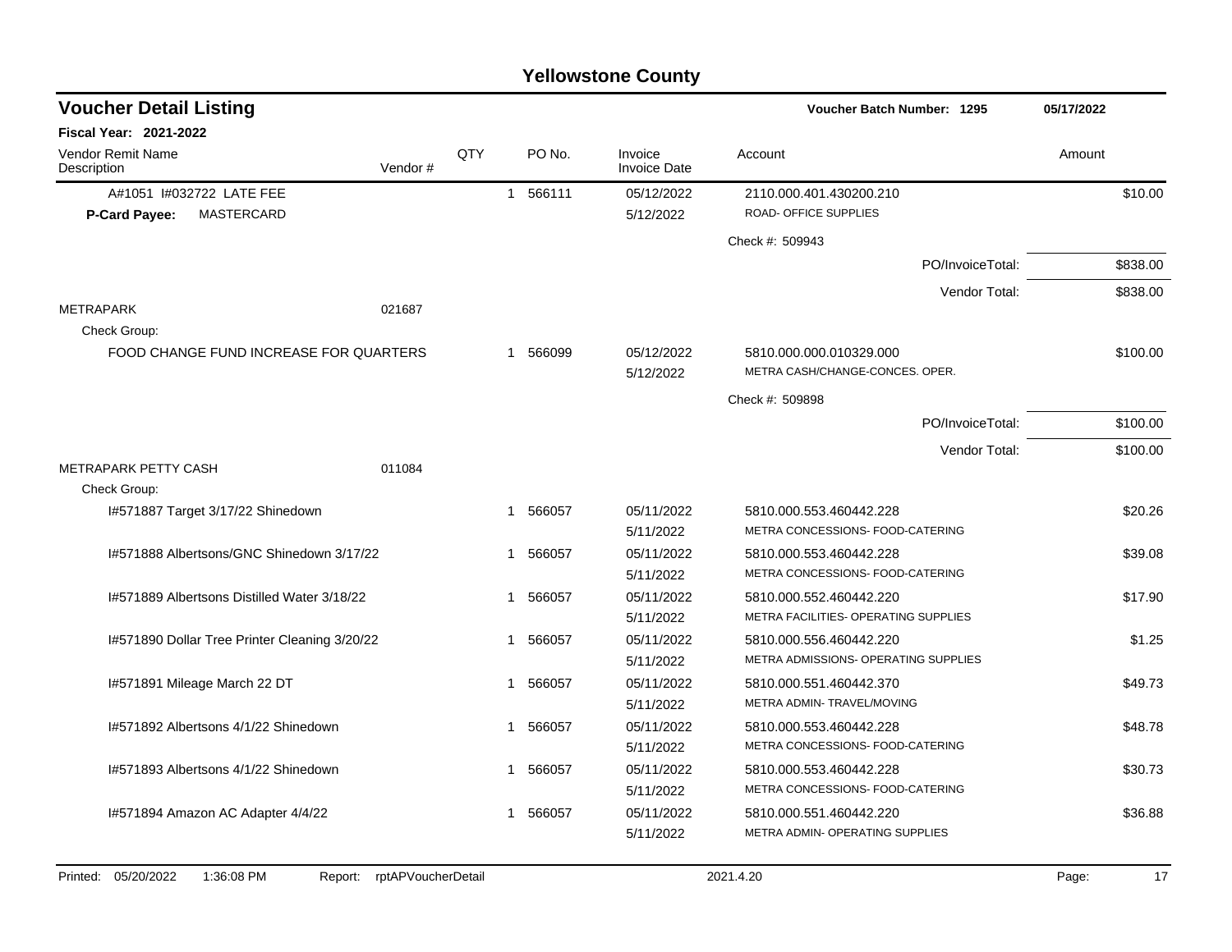# Yellowstone County

## Voucher Detail Listing

**Voucher Batch Number: 1295** — 05/17/2022

**Fiscal Year: 2021-2022**

| Vendor Remit Name / Description | Vendor # | QTY | PO No. | Invoice / Invoice Date | Account | Amount |
|---|---|---|---|---|---|---|
| A#1051 I#032722 LATE FEE | | 1 | 566111 | 05/12/2022 | 2110.000.401.430200.210 | $10.00 |
| **P-Card Payee:** MASTERCARD | | | | 5/12/2022 | ROAD- OFFICE SUPPLIES | |
| | | | | | Check #: 509943 | |
| | | | | | PO/InvoiceTotal: | $838.00 |
| | | | | | Vendor Total: | $838.00 |
| METRAPARK | 021687 | | | | | |
| Check Group: | | | | | | |
| FOOD CHANGE FUND INCREASE FOR QUARTERS | | 1 | 566099 | 05/12/2022 | 5810.000.000.010329.000 | $100.00 |
| | | | | 5/12/2022 | METRA CASH/CHANGE-CONCES. OPER. | |
| | | | | | Check #: 509898 | |
| | | | | | PO/InvoiceTotal: | $100.00 |
| | | | | | Vendor Total: | $100.00 |
| METRAPARK PETTY CASH | 011084 | | | | | |
| Check Group: | | | | | | |
| I#571887 Target 3/17/22 Shinedown | | 1 | 566057 | 05/11/2022 | 5810.000.553.460442.228 | $20.26 |
| | | | | 5/11/2022 | METRA CONCESSIONS- FOOD-CATERING | |
| I#571888 Albertsons/GNC Shinedown 3/17/22 | | 1 | 566057 | 05/11/2022 | 5810.000.553.460442.228 | $39.08 |
| | | | | 5/11/2022 | METRA CONCESSIONS- FOOD-CATERING | |
| I#571889 Albertsons Distilled Water 3/18/22 | | 1 | 566057 | 05/11/2022 | 5810.000.552.460442.220 | $17.90 |
| | | | | 5/11/2022 | METRA FACILITIES- OPERATING SUPPLIES | |
| I#571890 Dollar Tree Printer Cleaning 3/20/22 | | 1 | 566057 | 05/11/2022 | 5810.000.556.460442.220 | $1.25 |
| | | | | 5/11/2022 | METRA ADMISSIONS- OPERATING SUPPLIES | |
| I#571891 Mileage March 22 DT | | 1 | 566057 | 05/11/2022 | 5810.000.551.460442.370 | $49.73 |
| | | | | 5/11/2022 | METRA ADMIN- TRAVEL/MOVING | |
| I#571892 Albertsons 4/1/22 Shinedown | | 1 | 566057 | 05/11/2022 | 5810.000.553.460442.228 | $48.78 |
| | | | | 5/11/2022 | METRA CONCESSIONS- FOOD-CATERING | |
| I#571893 Albertsons 4/1/22 Shinedown | | 1 | 566057 | 05/11/2022 | 5810.000.553.460442.228 | $30.73 |
| | | | | 5/11/2022 | METRA CONCESSIONS- FOOD-CATERING | |
| I#571894 Amazon AC Adapter 4/4/22 | | 1 | 566057 | 05/11/2022 | 5810.000.551.460442.220 | $36.88 |
| | | | | 5/11/2022 | METRA ADMIN- OPERATING SUPPLIES | |

Printed: 05/20/2022 1:36:08 PM Report: rptAPVoucherDetail 2021.4.20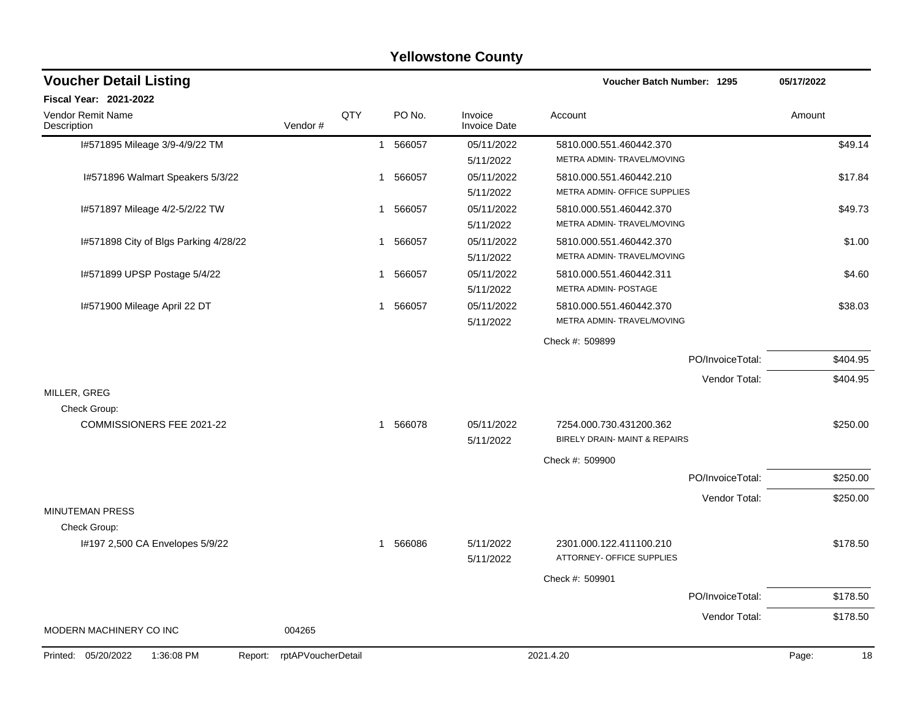# Yellowstone County

## Voucher Detail Listing

**Voucher Batch Number: 1295** 05/17/2022

**Fiscal Year: 2021-2022**

| Vendor Remit Name / Description | Vendor # | QTY | PO No. | Invoice / Invoice Date | Account | Amount |
|---|---|---|---|---|---|---|
| I#571895 Mileage 3/9-4/9/22 TM | | 1 | 566057 | 05/11/2022<br>5/11/2022 | 5810.000.551.460442.370<br>METRA ADMIN- TRAVEL/MOVING | $49.14 |
| I#571896 Walmart Speakers 5/3/22 | | 1 | 566057 | 05/11/2022<br>5/11/2022 | 5810.000.551.460442.210<br>METRA ADMIN- OFFICE SUPPLIES | $17.84 |
| I#571897 Mileage 4/2-5/2/22 TW | | 1 | 566057 | 05/11/2022<br>5/11/2022 | 5810.000.551.460442.370<br>METRA ADMIN- TRAVEL/MOVING | $49.73 |
| I#571898 City of Blgs Parking 4/28/22 | | 1 | 566057 | 05/11/2022<br>5/11/2022 | 5810.000.551.460442.370<br>METRA ADMIN- TRAVEL/MOVING | $1.00 |
| I#571899 UPSP Postage 5/4/22 | | 1 | 566057 | 05/11/2022<br>5/11/2022 | 5810.000.551.460442.311<br>METRA ADMIN- POSTAGE | $4.60 |
| I#571900 Mileage April 22 DT | | 1 | 566057 | 05/11/2022<br>5/11/2022 | 5810.000.551.460442.370<br>METRA ADMIN- TRAVEL/MOVING | $38.03 |
| | | | | | Check #: 509899 | |
| | | | | | PO/InvoiceTotal: | $404.95 |
| | | | | | Vendor Total: | $404.95 |
| MILLER, GREG | | | | | | |
| Check Group: | | | | | | |
| COMMISSIONERS FEE 2021-22 | | 1 | 566078 | 05/11/2022<br>5/11/2022 | 7254.000.730.431200.362<br>BIRELY DRAIN- MAINT & REPAIRS | $250.00 |
| | | | | | Check #: 509900 | |
| | | | | | PO/InvoiceTotal: | $250.00 |
| | | | | | Vendor Total: | $250.00 |
| MINUTEMAN PRESS | | | | | | |
| Check Group: | | | | | | |
| I#197 2,500 CA Envelopes 5/9/22 | | 1 | 566086 | 5/11/2022<br>5/11/2022 | 2301.000.122.411100.210<br>ATTORNEY- OFFICE SUPPLIES | $178.50 |
| | | | | | Check #: 509901 | |
| | | | | | PO/InvoiceTotal: | $178.50 |
| | | | | | Vendor Total: | $178.50 |
| MODERN MACHINERY CO INC | 004265 | | | | | |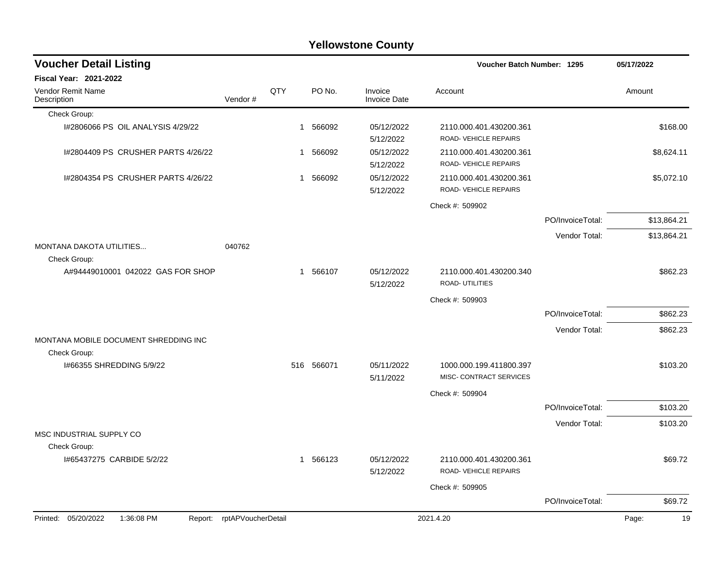# Yellowstone County

## Voucher Detail Listing

**Voucher Batch Number: 1295** — 05/17/2022

**Fiscal Year: 2021-2022**

| Vendor Remit Name / Description | Vendor # | QTY | PO No. | Invoice / Invoice Date | Account | | Amount |
|---|---|---|---|---|---|---|---|
| Check Group: | | | | | | | |
| I#2806066 PS OIL ANALYSIS 4/29/22 | | 1 | 566092 | 05/12/2022 5/12/2022 | 2110.000.401.430200.361 ROAD- VEHICLE REPAIRS | | $168.00 |
| I#2804409 PS CRUSHER PARTS 4/26/22 | | 1 | 566092 | 05/12/2022 5/12/2022 | 2110.000.401.430200.361 ROAD- VEHICLE REPAIRS | | $8,624.11 |
| I#2804354 PS CRUSHER PARTS 4/26/22 | | 1 | 566092 | 05/12/2022 5/12/2022 | 2110.000.401.430200.361 ROAD- VEHICLE REPAIRS | | $5,072.10 |
| | | | | | Check #: 509902 | | |
| | | | | | | PO/InvoiceTotal: | $13,864.21 |
| | | | | | | Vendor Total: | $13,864.21 |
| MONTANA DAKOTA UTILITIES... | 040762 | | | | | | |
| Check Group: | | | | | | | |
| A#94449010001 042022 GAS FOR SHOP | | 1 | 566107 | 05/12/2022 5/12/2022 | 2110.000.401.430200.340 ROAD- UTILITIES | | $862.23 |
| | | | | | Check #: 509903 | | |
| | | | | | | PO/InvoiceTotal: | $862.23 |
| | | | | | | Vendor Total: | $862.23 |
| MONTANA MOBILE DOCUMENT SHREDDING INC | | | | | | | |
| Check Group: | | | | | | | |
| I#66355 SHREDDING 5/9/22 | | 516 | 566071 | 05/11/2022 5/11/2022 | 1000.000.199.411800.397 MISC- CONTRACT SERVICES | | $103.20 |
| | | | | | Check #: 509904 | | |
| | | | | | | PO/InvoiceTotal: | $103.20 |
| | | | | | | Vendor Total: | $103.20 |
| MSC INDUSTRIAL SUPPLY CO | | | | | | | |
| Check Group: | | | | | | | |
| I#65437275 CARBIDE 5/2/22 | | 1 | 566123 | 05/12/2022 5/12/2022 | 2110.000.401.430200.361 ROAD- VEHICLE REPAIRS | | $69.72 |
| | | | | | Check #: 509905 | | |
| | | | | | | PO/InvoiceTotal: | $69.72 |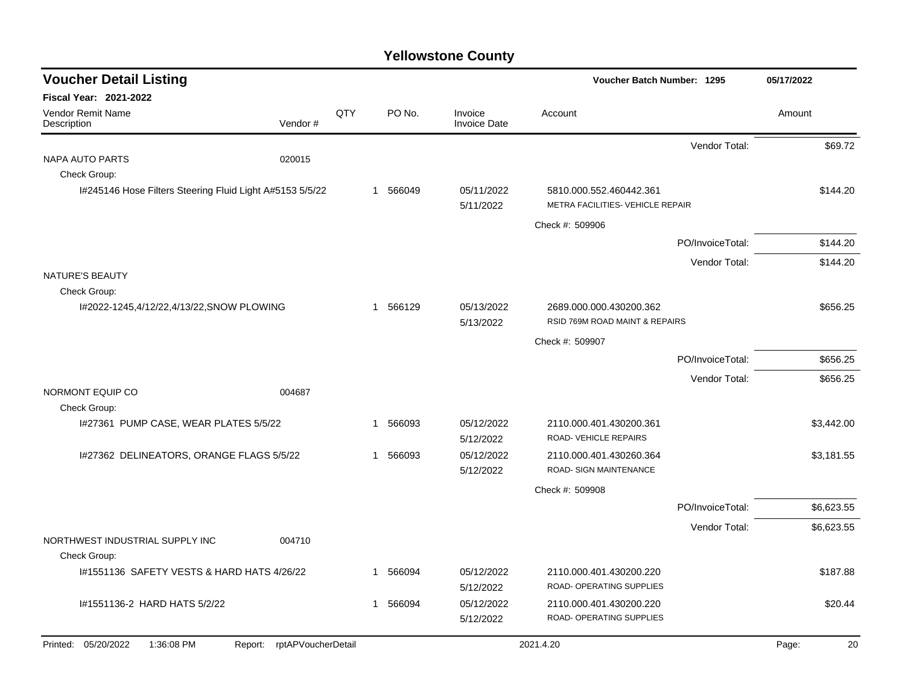# Yellowstone County

## Voucher Detail Listing

Voucher Batch Number: 1295 — 05/17/2022

**Fiscal Year: 2021-2022**

| Vendor Remit Name / Description | Vendor # | QTY | PO No. | Invoice / Invoice Date | Account | Amount |
|---|---|---|---|---|---|---|
| | | | | | Vendor Total: | $69.72 |
| NAPA AUTO PARTS | 020015 | | | | | |
| Check Group: | | | | | | |
| I#245146 Hose Filters Steering Fluid Light A#5153 5/5/22 | | 1 | 566049 | 05/11/2022 5/11/2022 | 5810.000.552.460442.361 METRA FACILITIES- VEHICLE REPAIR | $144.20 |
| | | | | | Check #: 509906 | |
| | | | | | PO/InvoiceTotal: | $144.20 |
| | | | | | Vendor Total: | $144.20 |
| NATURE'S BEAUTY | | | | | | |
| Check Group: | | | | | | |
| I#2022-1245,4/12/22,4/13/22,SNOW PLOWING | | 1 | 566129 | 05/13/2022 5/13/2022 | 2689.000.000.430200.362 RSID 769M ROAD MAINT & REPAIRS | $656.25 |
| | | | | | Check #: 509907 | |
| | | | | | PO/InvoiceTotal: | $656.25 |
| | | | | | Vendor Total: | $656.25 |
| NORMONT EQUIP CO | 004687 | | | | | |
| Check Group: | | | | | | |
| I#27361 PUMP CASE, WEAR PLATES 5/5/22 | | 1 | 566093 | 05/12/2022 5/12/2022 | 2110.000.401.430200.361 ROAD- VEHICLE REPAIRS | $3,442.00 |
| I#27362 DELINEATORS, ORANGE FLAGS 5/5/22 | | 1 | 566093 | 05/12/2022 5/12/2022 | 2110.000.401.430260.364 ROAD- SIGN MAINTENANCE | $3,181.55 |
| | | | | | Check #: 509908 | |
| | | | | | PO/InvoiceTotal: | $6,623.55 |
| | | | | | Vendor Total: | $6,623.55 |
| NORTHWEST INDUSTRIAL SUPPLY INC | 004710 | | | | | |
| Check Group: | | | | | | |
| I#1551136 SAFETY VESTS & HARD HATS 4/26/22 | | 1 | 566094 | 05/12/2022 5/12/2022 | 2110.000.401.430200.220 ROAD- OPERATING SUPPLIES | $187.88 |
| I#1551136-2 HARD HATS 5/2/22 | | 1 | 566094 | 05/12/2022 5/12/2022 | 2110.000.401.430200.220 ROAD- OPERATING SUPPLIES | $20.44 |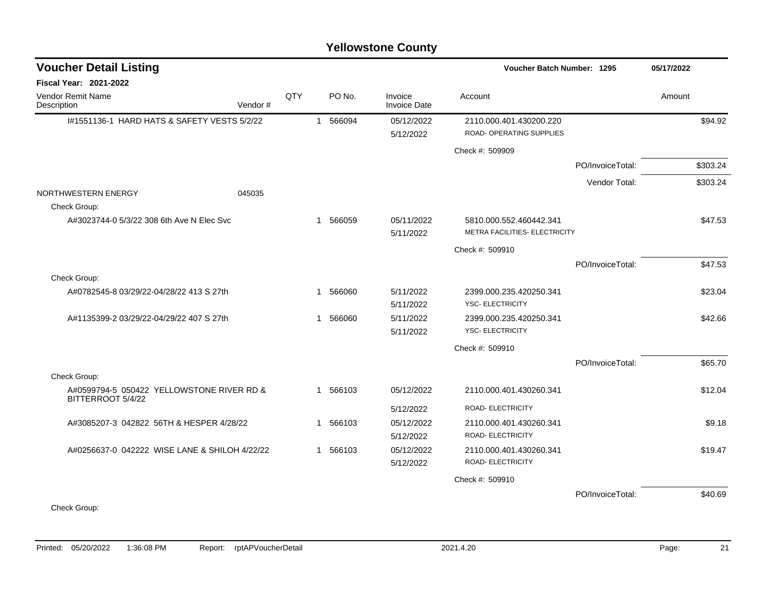## Yellowstone County

### Voucher Detail Listing

Voucher Batch Number: 1295 — 05/17/2022

**Fiscal Year: 2021-2022**

| Vendor Remit Name / Description | Vendor # | QTY | PO No. | Invoice / Invoice Date | Account | | Amount |
|---|---|---|---|---|---|---|---|
| I#1551136-1 HARD HATS & SAFETY VESTS 5/2/22 | | 1 | 566094 | 05/12/2022<br>5/12/2022 | 2110.000.401.430200.220<br>ROAD- OPERATING SUPPLIES | | $94.92 |
| | | | | | Check #: 509909 | | |
| | | | | | | PO/InvoiceTotal: | $303.24 |
| | | | | | | Vendor Total: | $303.24 |
| NORTHWESTERN ENERGY | 045035 | | | | | | |
| Check Group: | | | | | | | |
| A#3023744-0 5/3/22 308 6th Ave N Elec Svc | | 1 | 566059 | 05/11/2022<br>5/11/2022 | 5810.000.552.460442.341<br>METRA FACILITIES- ELECTRICITY | | $47.53 |
| | | | | | Check #: 509910 | | |
| | | | | | | PO/InvoiceTotal: | $47.53 |
| Check Group: | | | | | | | |
| A#0782545-8 03/29/22-04/28/22 413 S 27th | | 1 | 566060 | 5/11/2022<br>5/11/2022 | 2399.000.235.420250.341<br>YSC- ELECTRICITY | | $23.04 |
| A#1135399-2 03/29/22-04/29/22 407 S 27th | | 1 | 566060 | 5/11/2022<br>5/11/2022 | 2399.000.235.420250.341<br>YSC- ELECTRICITY | | $42.66 |
| | | | | | Check #: 509910 | | |
| | | | | | | PO/InvoiceTotal: | $65.70 |
| Check Group: | | | | | | | |
| A#0599794-5 050422 YELLOWSTONE RIVER RD & BITTERROOT 5/4/22 | | 1 | 566103 | 05/12/2022<br>5/12/2022 | 2110.000.401.430260.341<br>ROAD- ELECTRICITY | | $12.04 |
| A#3085207-3 042822 56TH & HESPER 4/28/22 | | 1 | 566103 | 05/12/2022<br>5/12/2022 | 2110.000.401.430260.341<br>ROAD- ELECTRICITY | | $9.18 |
| A#0256637-0 042222 WISE LANE & SHILOH 4/22/22 | | 1 | 566103 | 05/12/2022<br>5/12/2022 | 2110.000.401.430260.341<br>ROAD- ELECTRICITY | | $19.47 |
| | | | | | Check #: 509910 | | |
| | | | | | | PO/InvoiceTotal: | $40.69 |
| Check Group: | | | | | | | |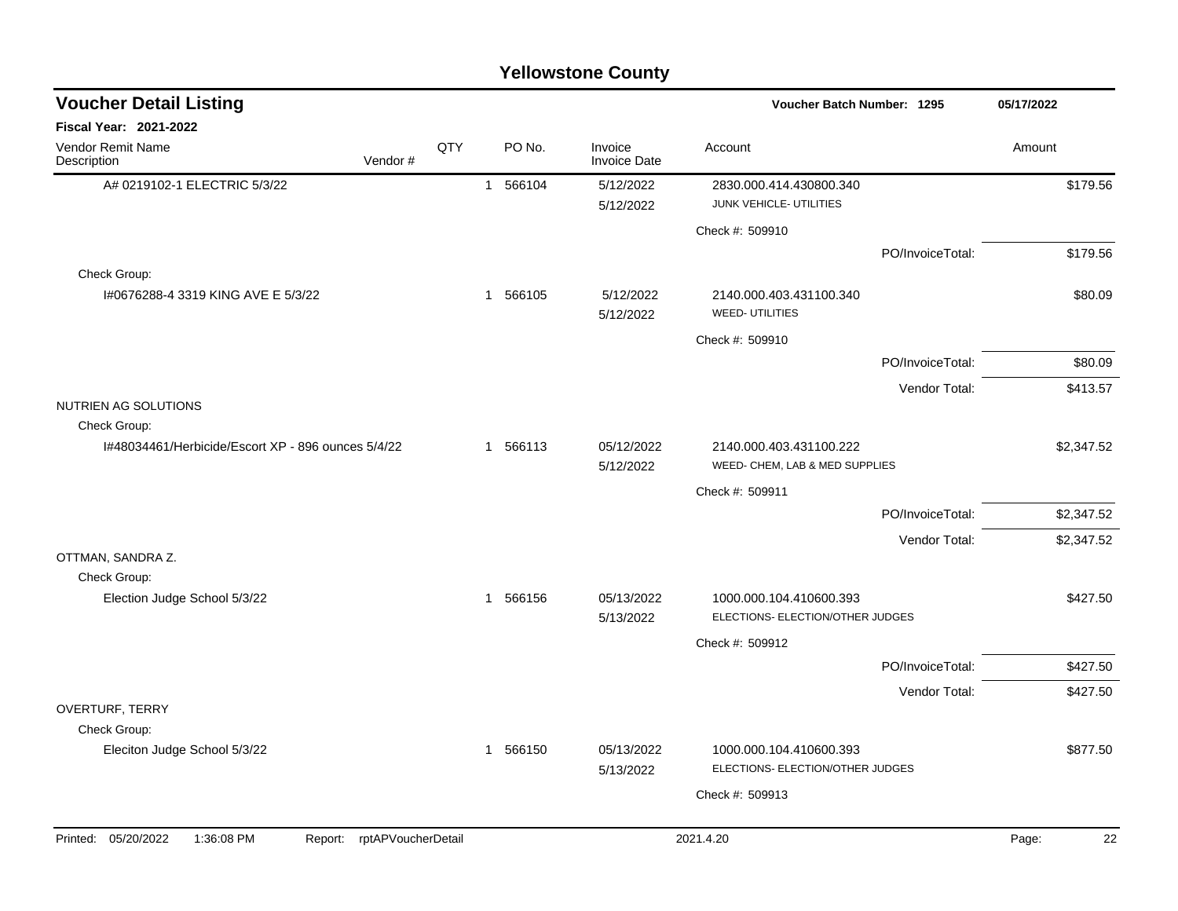# Yellowstone County

## Voucher Detail Listing

**Voucher Batch Number: 1295** &nbsp;&nbsp; 05/17/2022

**Fiscal Year: 2021-2022**

| Vendor Remit Name / Description | Vendor # | QTY | PO No. | Invoice / Invoice Date | Account | Amount |
|---|---|---|---|---|---|---|
| A# 0219102-1 ELECTRIC 5/3/22 | | 1 | 566104 | 5/12/2022<br>5/12/2022 | 2830.000.414.430800.340<br>JUNK VEHICLE- UTILITIES | $179.56 |
| | | | | | Check #: 509910 | |
| | | | | | PO/InvoiceTotal: | $179.56 |
| Check Group: | | | | | | |
| I#0676288-4 3319 KING AVE E 5/3/22 | | 1 | 566105 | 5/12/2022<br>5/12/2022 | 2140.000.403.431100.340<br>WEED- UTILITIES | $80.09 |
| | | | | | Check #: 509910 | |
| | | | | | PO/InvoiceTotal: | $80.09 |
| | | | | | Vendor Total: | $413.57 |
| NUTRIEN AG SOLUTIONS | | | | | | |
| Check Group: | | | | | | |
| I#48034461/Herbicide/Escort XP - 896 ounces 5/4/22 | | 1 | 566113 | 05/12/2022<br>5/12/2022 | 2140.000.403.431100.222<br>WEED- CHEM, LAB & MED SUPPLIES | $2,347.52 |
| | | | | | Check #: 509911 | |
| | | | | | PO/InvoiceTotal: | $2,347.52 |
| | | | | | Vendor Total: | $2,347.52 |
| OTTMAN, SANDRA Z. | | | | | | |
| Check Group: | | | | | | |
| Election Judge School 5/3/22 | | 1 | 566156 | 05/13/2022<br>5/13/2022 | 1000.000.104.410600.393<br>ELECTIONS- ELECTION/OTHER JUDGES | $427.50 |
| | | | | | Check #: 509912 | |
| | | | | | PO/InvoiceTotal: | $427.50 |
| | | | | | Vendor Total: | $427.50 |
| OVERTURF, TERRY | | | | | | |
| Check Group: | | | | | | |
| Eleciton Judge School 5/3/22 | | 1 | 566150 | 05/13/2022<br>5/13/2022 | 1000.000.104.410600.393<br>ELECTIONS- ELECTION/OTHER JUDGES | $877.50 |
| | | | | | Check #: 509913 | |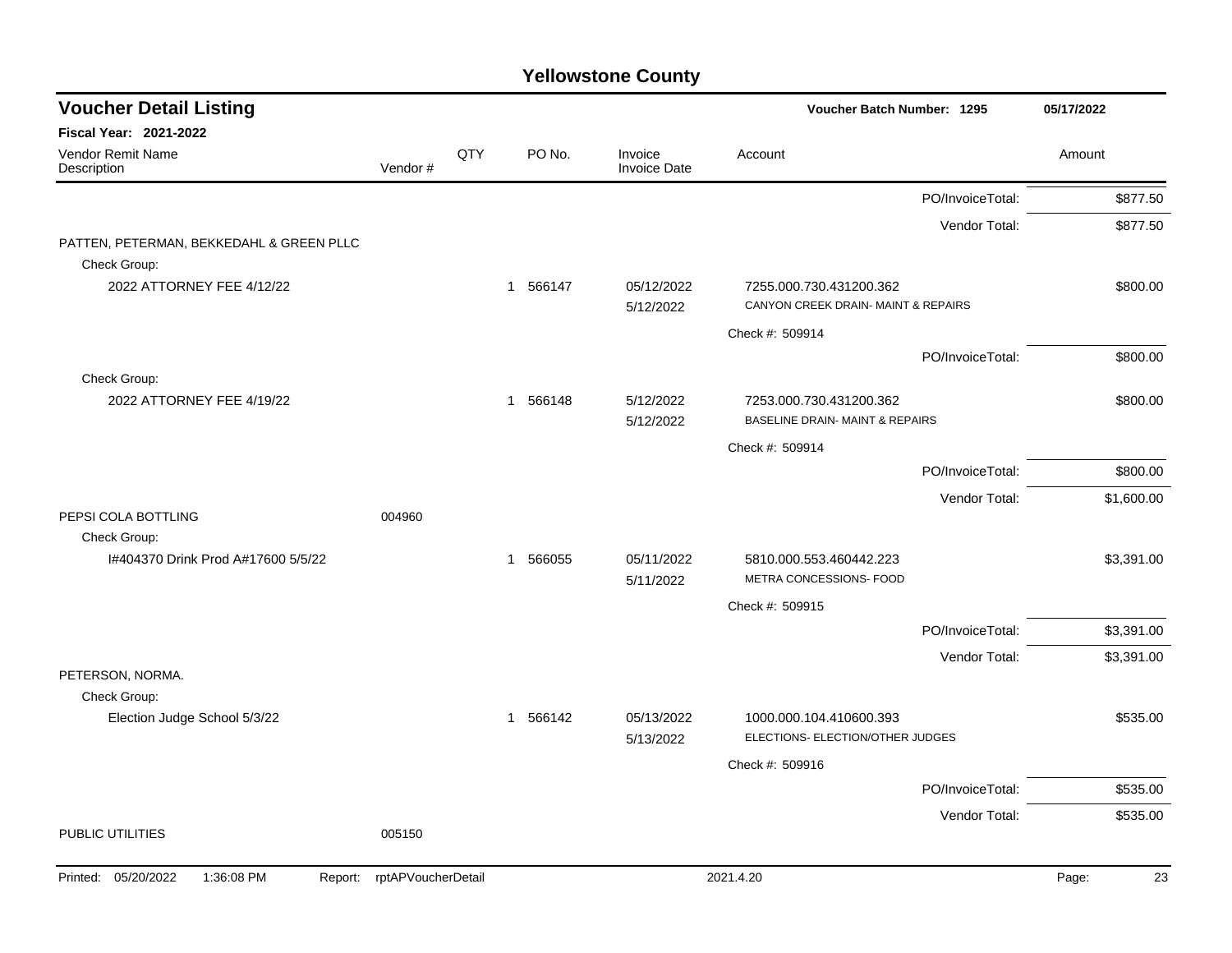# Yellowstone County

## Voucher Detail Listing

**Voucher Batch Number: 1295** 05/17/2022

**Fiscal Year: 2021-2022**

| Vendor Remit Name / Description | Vendor # | QTY | PO No. | Invoice / Invoice Date | Account | Amount |
|---|---|---|---|---|---|---|
| | | | | | PO/InvoiceTotal: | $877.50 |
| | | | | | Vendor Total: | $877.50 |
| PATTEN, PETERMAN, BEKKEDAHL & GREEN PLLC | | | | | | |
| Check Group: | | | | | | |
| 2022 ATTORNEY FEE 4/12/22 | | 1 | 566147 | 05/12/2022 5/12/2022 | 7255.000.730.431200.362 CANYON CREEK DRAIN- MAINT & REPAIRS | $800.00 |
| | | | | | Check #: 509914 | |
| | | | | | PO/InvoiceTotal: | $800.00 |
| Check Group: | | | | | | |
| 2022 ATTORNEY FEE 4/19/22 | | 1 | 566148 | 5/12/2022 5/12/2022 | 7253.000.730.431200.362 BASELINE DRAIN- MAINT & REPAIRS | $800.00 |
| | | | | | Check #: 509914 | |
| | | | | | PO/InvoiceTotal: | $800.00 |
| | | | | | Vendor Total: | $1,600.00 |
| PEPSI COLA BOTTLING | 004960 | | | | | |
| Check Group: | | | | | | |
| I#404370 Drink Prod A#17600 5/5/22 | | 1 | 566055 | 05/11/2022 5/11/2022 | 5810.000.553.460442.223 METRA CONCESSIONS- FOOD | $3,391.00 |
| | | | | | Check #: 509915 | |
| | | | | | PO/InvoiceTotal: | $3,391.00 |
| | | | | | Vendor Total: | $3,391.00 |
| PETERSON, NORMA. | | | | | | |
| Check Group: | | | | | | |
| Election Judge School 5/3/22 | | 1 | 566142 | 05/13/2022 5/13/2022 | 1000.000.104.410600.393 ELECTIONS- ELECTION/OTHER JUDGES | $535.00 |
| | | | | | Check #: 509916 | |
| | | | | | PO/InvoiceTotal: | $535.00 |
| | | | | | Vendor Total: | $535.00 |
| PUBLIC UTILITIES | 005150 | | | | | |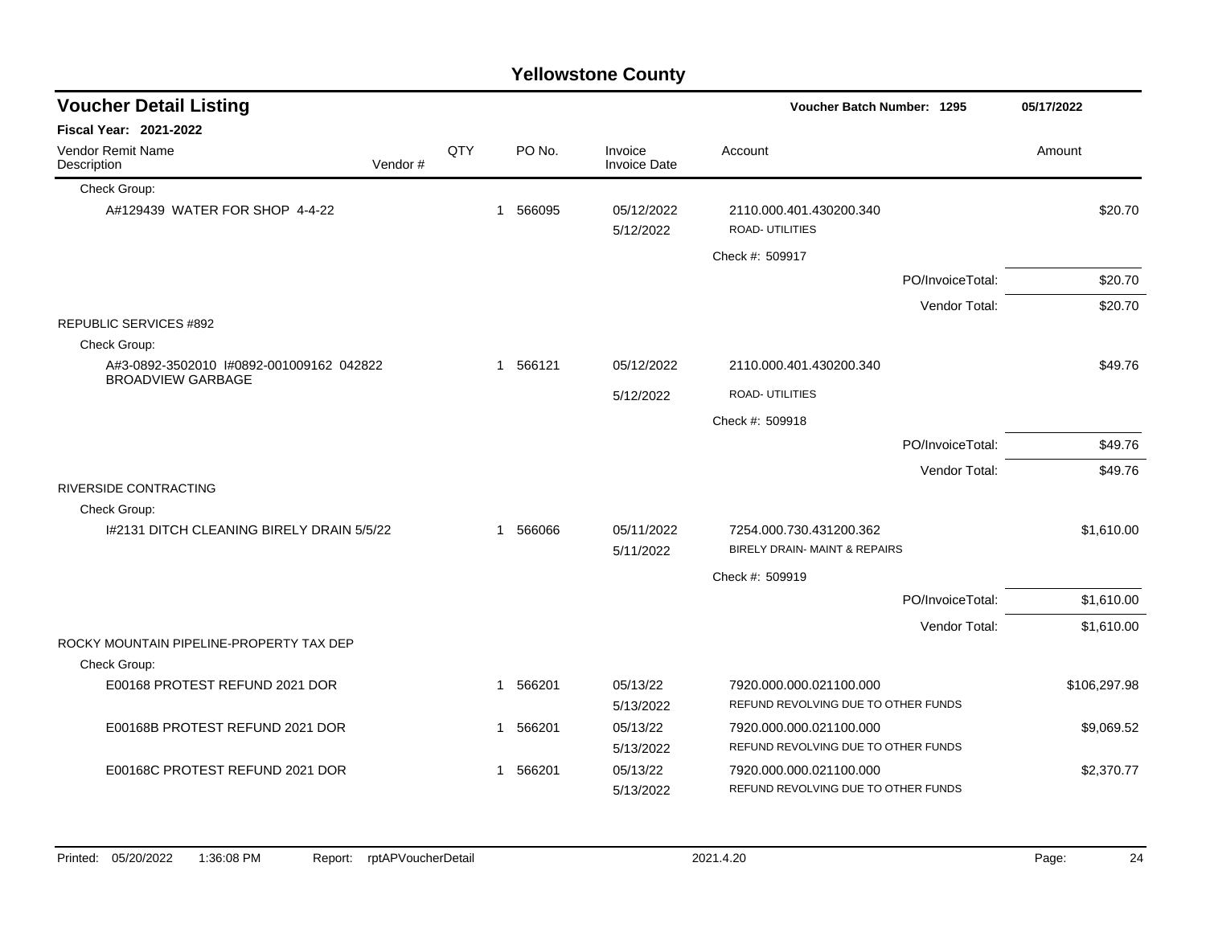# Yellowstone County

## Voucher Detail Listing

**Voucher Batch Number: 1295** — 05/17/2022

**Fiscal Year: 2021-2022**

| Vendor Remit Name / Description | Vendor # | QTY | PO No. | Invoice / Invoice Date | Account | Amount |
|---|---|---|---|---|---|---|
| Check Group: | | | | | | |
| A#129439 WATER FOR SHOP 4-4-22 | | 1 | 566095 | 05/12/2022<br>5/12/2022 | 2110.000.401.430200.340<br>ROAD- UTILITIES | $20.70 |
| | | | | | Check #: 509917 | |
| | | | | | PO/InvoiceTotal: | $20.70 |
| | | | | | Vendor Total: | $20.70 |
| REPUBLIC SERVICES #892 | | | | | | |
| Check Group: | | | | | | |
| A#3-0892-3502010 I#0892-001009162 042822 BROADVIEW GARBAGE | | 1 | 566121 | 05/12/2022<br>5/12/2022 | 2110.000.401.430200.340<br>ROAD- UTILITIES | $49.76 |
| | | | | | Check #: 509918 | |
| | | | | | PO/InvoiceTotal: | $49.76 |
| | | | | | Vendor Total: | $49.76 |
| RIVERSIDE CONTRACTING | | | | | | |
| Check Group: | | | | | | |
| I#2131 DITCH CLEANING BIRELY DRAIN 5/5/22 | | 1 | 566066 | 05/11/2022<br>5/11/2022 | 7254.000.730.431200.362<br>BIRELY DRAIN- MAINT & REPAIRS | $1,610.00 |
| | | | | | Check #: 509919 | |
| | | | | | PO/InvoiceTotal: | $1,610.00 |
| | | | | | Vendor Total: | $1,610.00 |
| ROCKY MOUNTAIN PIPELINE-PROPERTY TAX DEP | | | | | | |
| Check Group: | | | | | | |
| E00168 PROTEST REFUND 2021 DOR | | 1 | 566201 | 05/13/22<br>5/13/2022 | 7920.000.000.021100.000<br>REFUND REVOLVING DUE TO OTHER FUNDS | $106,297.98 |
| E00168B PROTEST REFUND 2021 DOR | | 1 | 566201 | 05/13/22<br>5/13/2022 | 7920.000.000.021100.000<br>REFUND REVOLVING DUE TO OTHER FUNDS | $9,069.52 |
| E00168C PROTEST REFUND 2021 DOR | | 1 | 566201 | 05/13/22<br>5/13/2022 | 7920.000.000.021100.000<br>REFUND REVOLVING DUE TO OTHER FUNDS | $2,370.77 |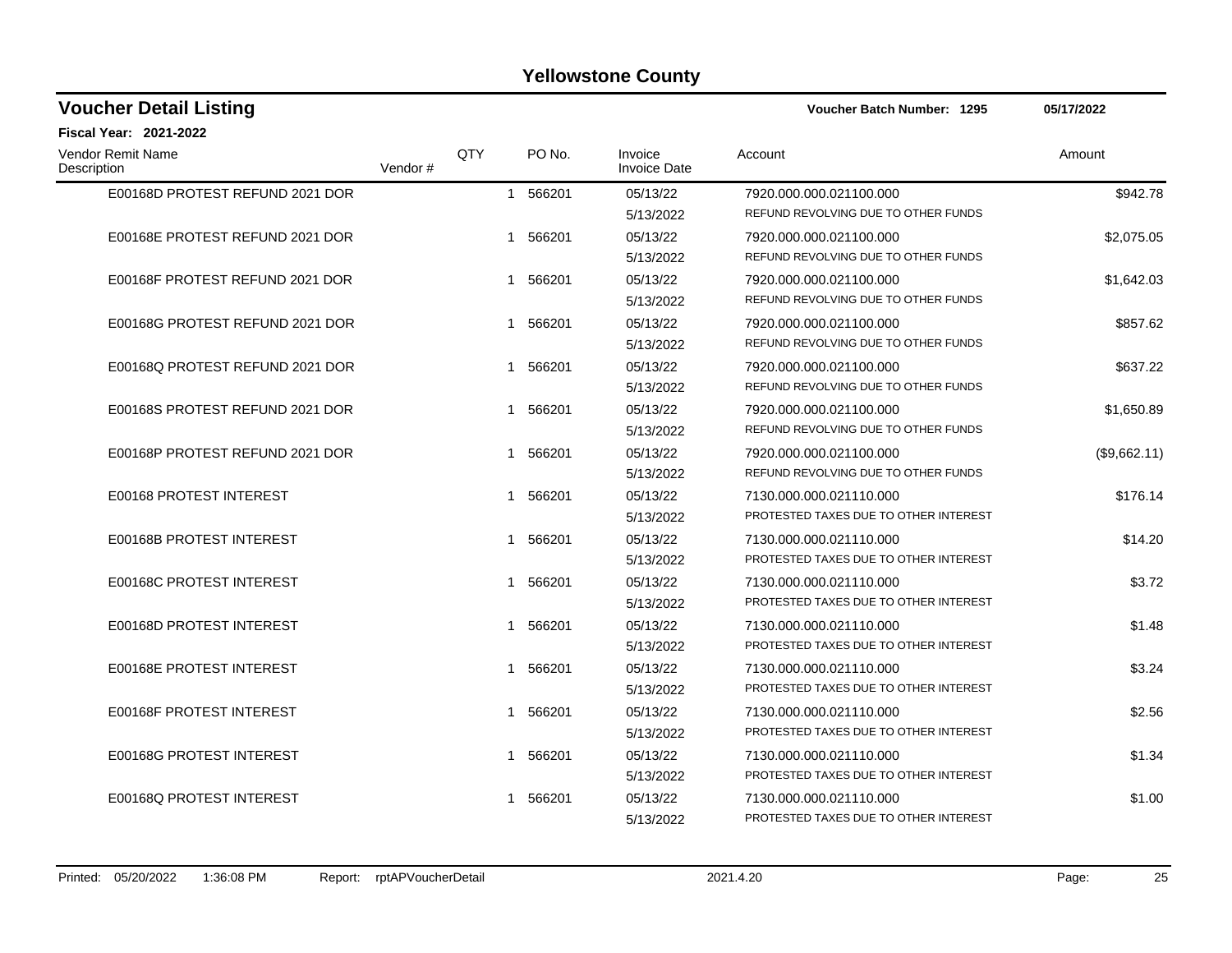# Yellowstone County

## Voucher Detail Listing

**Voucher Batch Number: 1295** 05/17/2022

**Fiscal Year: 2021-2022**

| Vendor Remit Name / Description | Vendor # | QTY | PO No. | Invoice / Invoice Date | Account | Amount |
|---|---|---|---|---|---|---|
| E00168D PROTEST REFUND 2021 DOR | | 1 | 566201 | 05/13/22<br>5/13/2022 | 7920.000.000.021100.000<br>REFUND REVOLVING DUE TO OTHER FUNDS | $942.78 |
| E00168E PROTEST REFUND 2021 DOR | | 1 | 566201 | 05/13/22<br>5/13/2022 | 7920.000.000.021100.000<br>REFUND REVOLVING DUE TO OTHER FUNDS | $2,075.05 |
| E00168F PROTEST REFUND 2021 DOR | | 1 | 566201 | 05/13/22<br>5/13/2022 | 7920.000.000.021100.000<br>REFUND REVOLVING DUE TO OTHER FUNDS | $1,642.03 |
| E00168G PROTEST REFUND 2021 DOR | | 1 | 566201 | 05/13/22<br>5/13/2022 | 7920.000.000.021100.000<br>REFUND REVOLVING DUE TO OTHER FUNDS | $857.62 |
| E00168Q PROTEST REFUND 2021 DOR | | 1 | 566201 | 05/13/22<br>5/13/2022 | 7920.000.000.021100.000<br>REFUND REVOLVING DUE TO OTHER FUNDS | $637.22 |
| E00168S PROTEST REFUND 2021 DOR | | 1 | 566201 | 05/13/22<br>5/13/2022 | 7920.000.000.021100.000<br>REFUND REVOLVING DUE TO OTHER FUNDS | $1,650.89 |
| E00168P PROTEST REFUND 2021 DOR | | 1 | 566201 | 05/13/22<br>5/13/2022 | 7920.000.000.021100.000<br>REFUND REVOLVING DUE TO OTHER FUNDS | ($9,662.11) |
| E00168 PROTEST INTEREST | | 1 | 566201 | 05/13/22<br>5/13/2022 | 7130.000.000.021110.000<br>PROTESTED TAXES DUE TO OTHER INTEREST | $176.14 |
| E00168B PROTEST INTEREST | | 1 | 566201 | 05/13/22<br>5/13/2022 | 7130.000.000.021110.000<br>PROTESTED TAXES DUE TO OTHER INTEREST | $14.20 |
| E00168C PROTEST INTEREST | | 1 | 566201 | 05/13/22<br>5/13/2022 | 7130.000.000.021110.000<br>PROTESTED TAXES DUE TO OTHER INTEREST | $3.72 |
| E00168D PROTEST INTEREST | | 1 | 566201 | 05/13/22<br>5/13/2022 | 7130.000.000.021110.000<br>PROTESTED TAXES DUE TO OTHER INTEREST | $1.48 |
| E00168E PROTEST INTEREST | | 1 | 566201 | 05/13/22<br>5/13/2022 | 7130.000.000.021110.000<br>PROTESTED TAXES DUE TO OTHER INTEREST | $3.24 |
| E00168F PROTEST INTEREST | | 1 | 566201 | 05/13/22<br>5/13/2022 | 7130.000.000.021110.000<br>PROTESTED TAXES DUE TO OTHER INTEREST | $2.56 |
| E00168G PROTEST INTEREST | | 1 | 566201 | 05/13/22<br>5/13/2022 | 7130.000.000.021110.000<br>PROTESTED TAXES DUE TO OTHER INTEREST | $1.34 |
| E00168Q PROTEST INTEREST | | 1 | 566201 | 05/13/22<br>5/13/2022 | 7130.000.000.021110.000<br>PROTESTED TAXES DUE TO OTHER INTEREST | $1.00 |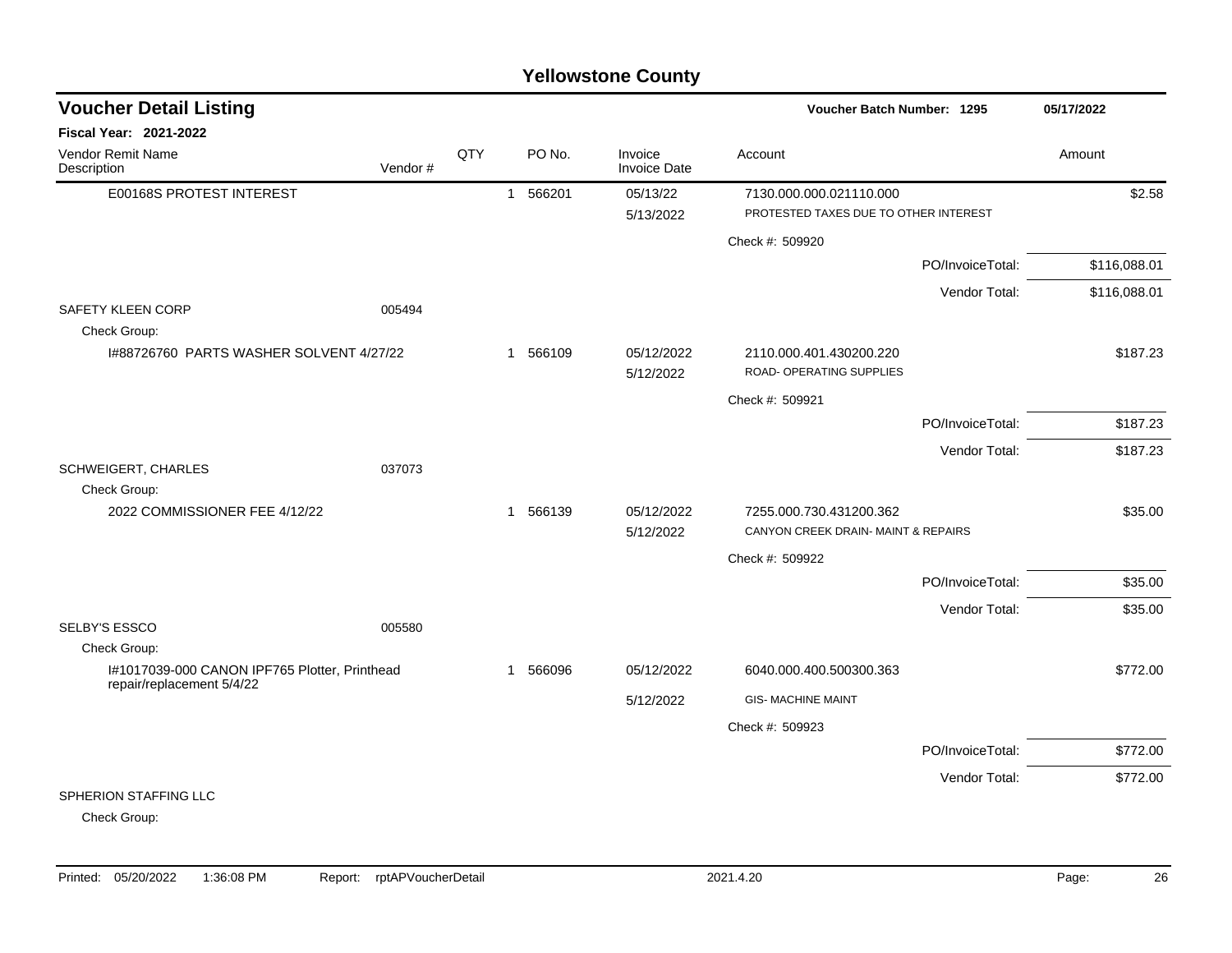# Yellowstone County

## Voucher Detail Listing

**Voucher Batch Number: 1295** — 05/17/2022

**Fiscal Year: 2021-2022**

| Vendor Remit Name / Description | Vendor # | QTY | PO No. | Invoice / Invoice Date | Account | Amount |
|---|---|---|---|---|---|---|
| E00168S PROTEST INTEREST | | 1 | 566201 | 05/13/22 / 5/13/2022 | 7130.000.000.021110.000 PROTESTED TAXES DUE TO OTHER INTEREST | $2.58 |
| | | | | | Check #: 509920 | |
| | | | | | PO/InvoiceTotal: | $116,088.01 |
| | | | | | Vendor Total: | $116,088.01 |
| SAFETY KLEEN CORP | 005494 | | | | | |
| Check Group: | | | | | | |
| I#88726760 PARTS WASHER SOLVENT 4/27/22 | | 1 | 566109 | 05/12/2022 / 5/12/2022 | 2110.000.401.430200.220 ROAD- OPERATING SUPPLIES | $187.23 |
| | | | | | Check #: 509921 | |
| | | | | | PO/InvoiceTotal: | $187.23 |
| | | | | | Vendor Total: | $187.23 |
| SCHWEIGERT, CHARLES | 037073 | | | | | |
| Check Group: | | | | | | |
| 2022 COMMISSIONER FEE 4/12/22 | | 1 | 566139 | 05/12/2022 / 5/12/2022 | 7255.000.730.431200.362 CANYON CREEK DRAIN- MAINT & REPAIRS | $35.00 |
| | | | | | Check #: 509922 | |
| | | | | | PO/InvoiceTotal: | $35.00 |
| | | | | | Vendor Total: | $35.00 |
| SELBY'S ESSCO | 005580 | | | | | |
| Check Group: | | | | | | |
| I#1017039-000 CANON IPF765 Plotter, Printhead repair/replacement 5/4/22 | | 1 | 566096 | 05/12/2022 / 5/12/2022 | 6040.000.400.500300.363 GIS- MACHINE MAINT | $772.00 |
| | | | | | Check #: 509923 | |
| | | | | | PO/InvoiceTotal: | $772.00 |
| | | | | | Vendor Total: | $772.00 |
| SPHERION STAFFING LLC | | | | | | |
| Check Group: | | | | | | |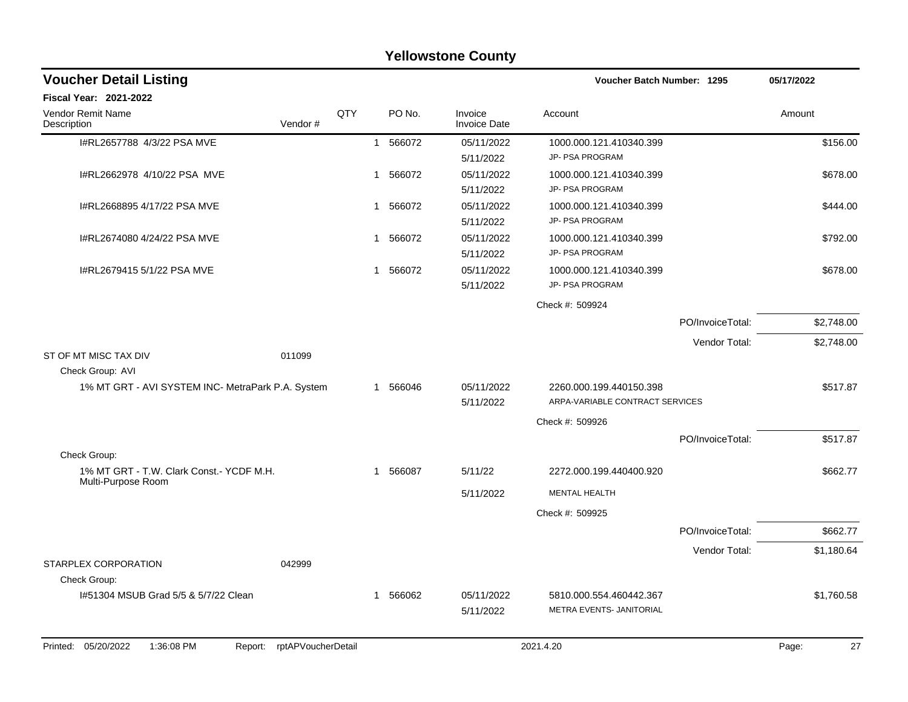# Yellowstone County

## Voucher Detail Listing

**Voucher Batch Number: 1295** — 05/17/2022

**Fiscal Year: 2021-2022**

| Vendor Remit Name / Description | Vendor # | QTY | PO No. | Invoice / Invoice Date | Account | Amount |
|---|---|---|---|---|---|---|
| I#RL2657788 4/3/22 PSA MVE | | 1 | 566072 | 05/11/2022 / 5/11/2022 | 1000.000.121.410340.399 JP- PSA PROGRAM | $156.00 |
| I#RL2662978 4/10/22 PSA MVE | | 1 | 566072 | 05/11/2022 / 5/11/2022 | 1000.000.121.410340.399 JP- PSA PROGRAM | $678.00 |
| I#RL2668895 4/17/22 PSA MVE | | 1 | 566072 | 05/11/2022 / 5/11/2022 | 1000.000.121.410340.399 JP- PSA PROGRAM | $444.00 |
| I#RL2674080 4/24/22 PSA MVE | | 1 | 566072 | 05/11/2022 / 5/11/2022 | 1000.000.121.410340.399 JP- PSA PROGRAM | $792.00 |
| I#RL2679415 5/1/22 PSA MVE | | 1 | 566072 | 05/11/2022 / 5/11/2022 | 1000.000.121.410340.399 JP- PSA PROGRAM | $678.00 |
| | | | | | Check #: 509924 | |
| | | | | | PO/InvoiceTotal: | $2,748.00 |
| | | | | | Vendor Total: | $2,748.00 |
| ST OF MT MISC TAX DIV | 011099 | | | | | |
| Check Group: AVI | | | | | | |
| 1% MT GRT - AVI SYSTEM INC- MetraPark P.A. System | | 1 | 566046 | 05/11/2022 / 5/11/2022 | 2260.000.199.440150.398 ARPA-VARIABLE CONTRACT SERVICES | $517.87 |
| | | | | | Check #: 509926 | |
| | | | | | PO/InvoiceTotal: | $517.87 |
| Check Group: | | | | | | |
| 1% MT GRT - T.W. Clark Const.- YCDF M.H. Multi-Purpose Room | | 1 | 566087 | 5/11/22 / 5/11/2022 | 2272.000.199.440400.920 MENTAL HEALTH | $662.77 |
| | | | | | Check #: 509925 | |
| | | | | | PO/InvoiceTotal: | $662.77 |
| | | | | | Vendor Total: | $1,180.64 |
| STARPLEX CORPORATION | 042999 | | | | | |
| Check Group: | | | | | | |
| I#51304 MSUB Grad 5/5 & 5/7/22 Clean | | 1 | 566062 | 05/11/2022 / 5/11/2022 | 5810.000.554.460442.367 METRA EVENTS- JANITORIAL | $1,760.58 |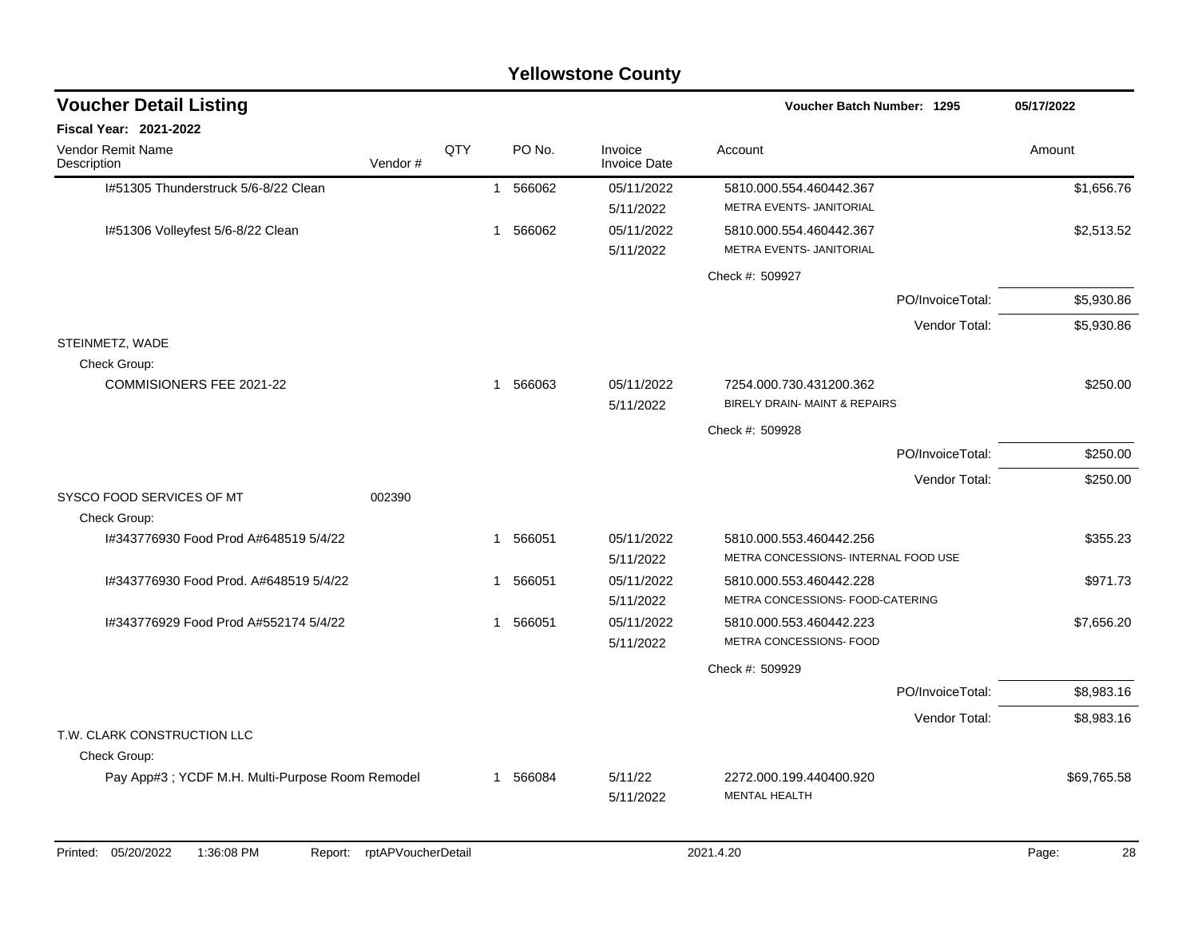# Yellowstone County

## Voucher Detail Listing

**Voucher Batch Number: 1295** 05/17/2022

**Fiscal Year: 2021-2022**

| Vendor Remit Name / Description | Vendor # | QTY | PO No. | Invoice / Invoice Date | Account | Amount |
|---|---|---|---|---|---|---|
| I#51305 Thunderstruck 5/6-8/22 Clean | | 1 | 566062 | 05/11/2022<br>5/11/2022 | 5810.000.554.460442.367<br>METRA EVENTS- JANITORIAL | $1,656.76 |
| I#51306 Volleyfest 5/6-8/22 Clean | | 1 | 566062 | 05/11/2022<br>5/11/2022 | 5810.000.554.460442.367<br>METRA EVENTS- JANITORIAL | $2,513.52 |
| | | | | | Check #: 509927 | |
| | | | | | PO/InvoiceTotal: | $5,930.86 |
| | | | | | Vendor Total: | $5,930.86 |
| STEINMETZ, WADE | | | | | | |
| Check Group: | | | | | | |
| COMMISIONERS FEE 2021-22 | | 1 | 566063 | 05/11/2022<br>5/11/2022 | 7254.000.730.431200.362<br>BIRELY DRAIN- MAINT & REPAIRS | $250.00 |
| | | | | | Check #: 509928 | |
| | | | | | PO/InvoiceTotal: | $250.00 |
| | | | | | Vendor Total: | $250.00 |
| SYSCO FOOD SERVICES OF MT | 002390 | | | | | |
| Check Group: | | | | | | |
| I#343776930 Food Prod A#648519 5/4/22 | | 1 | 566051 | 05/11/2022<br>5/11/2022 | 5810.000.553.460442.256<br>METRA CONCESSIONS- INTERNAL FOOD USE | $355.23 |
| I#343776930 Food Prod. A#648519 5/4/22 | | 1 | 566051 | 05/11/2022<br>5/11/2022 | 5810.000.553.460442.228<br>METRA CONCESSIONS- FOOD-CATERING | $971.73 |
| I#343776929 Food Prod A#552174 5/4/22 | | 1 | 566051 | 05/11/2022<br>5/11/2022 | 5810.000.553.460442.223<br>METRA CONCESSIONS- FOOD | $7,656.20 |
| | | | | | Check #: 509929 | |
| | | | | | PO/InvoiceTotal: | $8,983.16 |
| | | | | | Vendor Total: | $8,983.16 |
| T.W. CLARK CONSTRUCTION LLC | | | | | | |
| Check Group: | | | | | | |
| Pay App#3 ; YCDF M.H. Multi-Purpose Room Remodel | | 1 | 566084 | 5/11/22<br>5/11/2022 | 2272.000.199.440400.920<br>MENTAL HEALTH | $69,765.58 |

Printed: 05/20/2022 1:36:08 PM Report: rptAPVoucherDetail 2021.4.20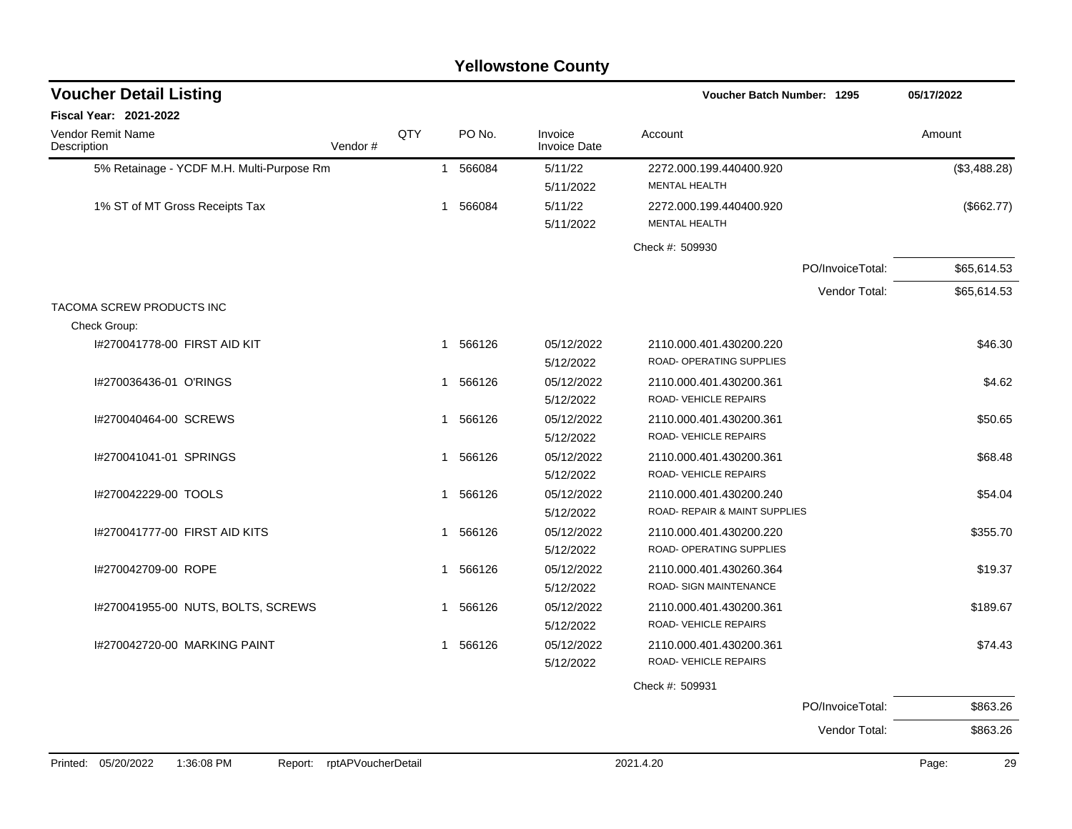# Yellowstone County

## Voucher Detail Listing

**Voucher Batch Number: 1295** — 05/17/2022

**Fiscal Year: 2021-2022**

| Vendor Remit Name / Description | Vendor # | QTY | PO No. | Invoice / Invoice Date | Account | Amount |
|---|---|---|---|---|---|---|
| 5% Retainage - YCDF M.H. Multi-Purpose Rm | | 1 | 566084 | 5/11/22<br>5/11/2022 | 2272.000.199.440400.920<br>MENTAL HEALTH | ($3,488.28) |
| 1% ST of MT Gross Receipts Tax | | 1 | 566084 | 5/11/22<br>5/11/2022 | 2272.000.199.440400.920<br>MENTAL HEALTH | ($662.77) |
| | | | | | Check #: 509930 | |
| | | | | | PO/InvoiceTotal: | $65,614.53 |
| | | | | | Vendor Total: | $65,614.53 |
| TACOMA SCREW PRODUCTS INC | | | | | | |
| Check Group: | | | | | | |
| I#270041778-00 FIRST AID KIT | | 1 | 566126 | 05/12/2022<br>5/12/2022 | 2110.000.401.430200.220<br>ROAD- OPERATING SUPPLIES | $46.30 |
| I#270036436-01 O'RINGS | | 1 | 566126 | 05/12/2022<br>5/12/2022 | 2110.000.401.430200.361<br>ROAD- VEHICLE REPAIRS | $4.62 |
| I#270040464-00 SCREWS | | 1 | 566126 | 05/12/2022<br>5/12/2022 | 2110.000.401.430200.361<br>ROAD- VEHICLE REPAIRS | $50.65 |
| I#270041041-01 SPRINGS | | 1 | 566126 | 05/12/2022<br>5/12/2022 | 2110.000.401.430200.361<br>ROAD- VEHICLE REPAIRS | $68.48 |
| I#270042229-00 TOOLS | | 1 | 566126 | 05/12/2022<br>5/12/2022 | 2110.000.401.430200.240<br>ROAD- REPAIR & MAINT SUPPLIES | $54.04 |
| I#270041777-00 FIRST AID KITS | | 1 | 566126 | 05/12/2022<br>5/12/2022 | 2110.000.401.430200.220<br>ROAD- OPERATING SUPPLIES | $355.70 |
| I#270042709-00 ROPE | | 1 | 566126 | 05/12/2022<br>5/12/2022 | 2110.000.401.430260.364<br>ROAD- SIGN MAINTENANCE | $19.37 |
| I#270041955-00 NUTS, BOLTS, SCREWS | | 1 | 566126 | 05/12/2022<br>5/12/2022 | 2110.000.401.430200.361<br>ROAD- VEHICLE REPAIRS | $189.67 |
| I#270042720-00 MARKING PAINT | | 1 | 566126 | 05/12/2022<br>5/12/2022 | 2110.000.401.430200.361<br>ROAD- VEHICLE REPAIRS | $74.43 |
| | | | | | Check #: 509931 | |
| | | | | | PO/InvoiceTotal: | $863.26 |
| | | | | | Vendor Total: | $863.26 |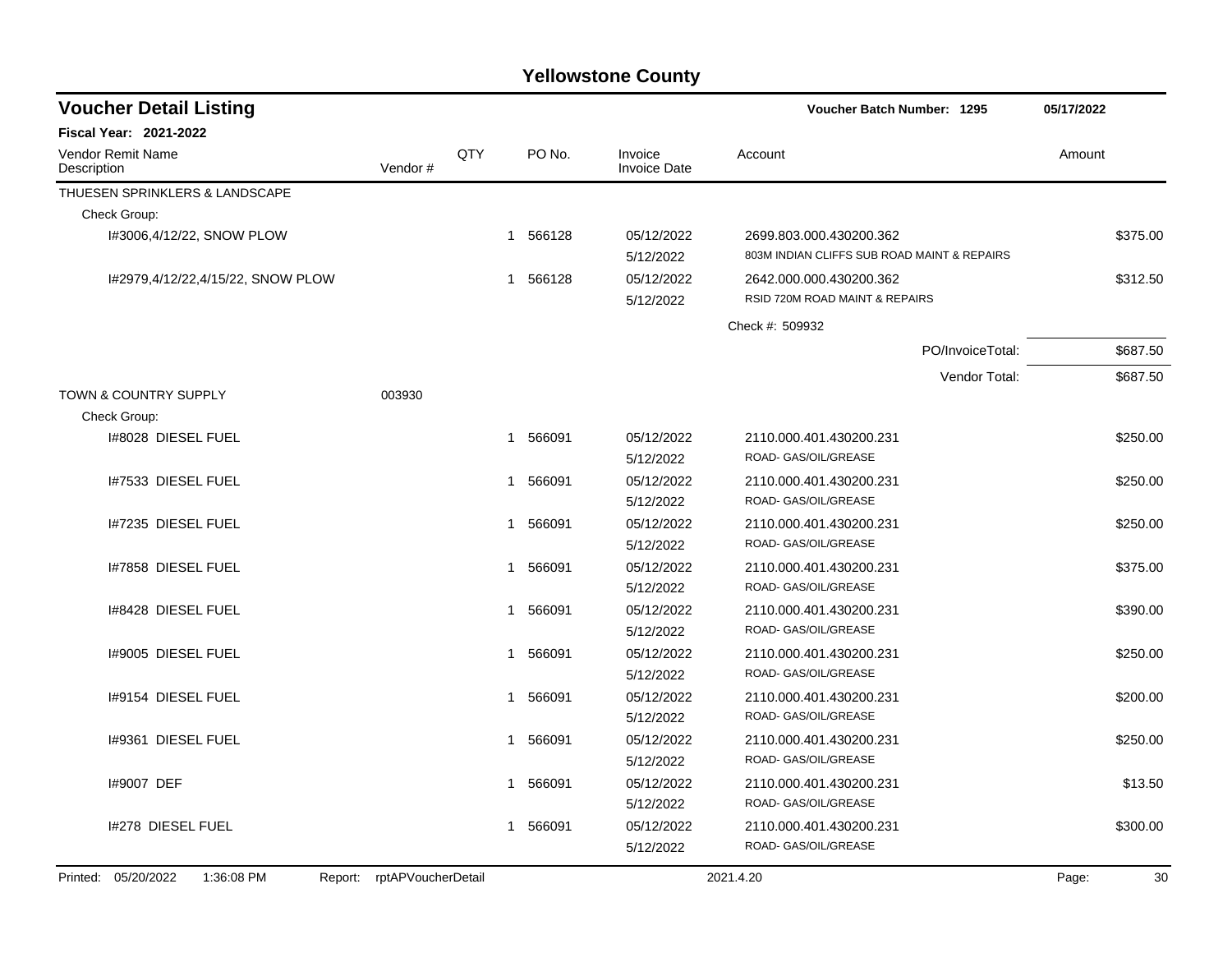# Yellowstone County

## Voucher Detail Listing

**Voucher Batch Number: 1295** — 05/17/2022

**Fiscal Year: 2021-2022**

| Vendor Remit Name / Description | Vendor # | QTY | PO No. | Invoice / Invoice Date | Account | Amount |
|---|---|---|---|---|---|---|
| THUESEN SPRINKLERS & LANDSCAPE | | | | | | |
| Check Group: | | | | | | |
| I#3006,4/12/22, SNOW PLOW | | 1 | 566128 | 05/12/2022 5/12/2022 | 2699.803.000.430200.362 803M INDIAN CLIFFS SUB ROAD MAINT & REPAIRS | $375.00 |
| I#2979,4/12/22,4/15/22, SNOW PLOW | | 1 | 566128 | 05/12/2022 5/12/2022 | 2642.000.000.430200.362 RSID 720M ROAD MAINT & REPAIRS | $312.50 |
| | | | | | Check #: 509932 | |
| | | | | | PO/InvoiceTotal: | $687.50 |
| | | | | | Vendor Total: | $687.50 |
| TOWN & COUNTRY SUPPLY | 003930 | | | | | |
| Check Group: | | | | | | |
| I#8028 DIESEL FUEL | | 1 | 566091 | 05/12/2022 5/12/2022 | 2110.000.401.430200.231 ROAD- GAS/OIL/GREASE | $250.00 |
| I#7533 DIESEL FUEL | | 1 | 566091 | 05/12/2022 5/12/2022 | 2110.000.401.430200.231 ROAD- GAS/OIL/GREASE | $250.00 |
| I#7235 DIESEL FUEL | | 1 | 566091 | 05/12/2022 5/12/2022 | 2110.000.401.430200.231 ROAD- GAS/OIL/GREASE | $250.00 |
| I#7858 DIESEL FUEL | | 1 | 566091 | 05/12/2022 5/12/2022 | 2110.000.401.430200.231 ROAD- GAS/OIL/GREASE | $375.00 |
| I#8428 DIESEL FUEL | | 1 | 566091 | 05/12/2022 5/12/2022 | 2110.000.401.430200.231 ROAD- GAS/OIL/GREASE | $390.00 |
| I#9005 DIESEL FUEL | | 1 | 566091 | 05/12/2022 5/12/2022 | 2110.000.401.430200.231 ROAD- GAS/OIL/GREASE | $250.00 |
| I#9154 DIESEL FUEL | | 1 | 566091 | 05/12/2022 5/12/2022 | 2110.000.401.430200.231 ROAD- GAS/OIL/GREASE | $200.00 |
| I#9361 DIESEL FUEL | | 1 | 566091 | 05/12/2022 5/12/2022 | 2110.000.401.430200.231 ROAD- GAS/OIL/GREASE | $250.00 |
| I#9007 DEF | | 1 | 566091 | 05/12/2022 5/12/2022 | 2110.000.401.430200.231 ROAD- GAS/OIL/GREASE | $13.50 |
| I#278 DIESEL FUEL | | 1 | 566091 | 05/12/2022 5/12/2022 | 2110.000.401.430200.231 ROAD- GAS/OIL/GREASE | $300.00 |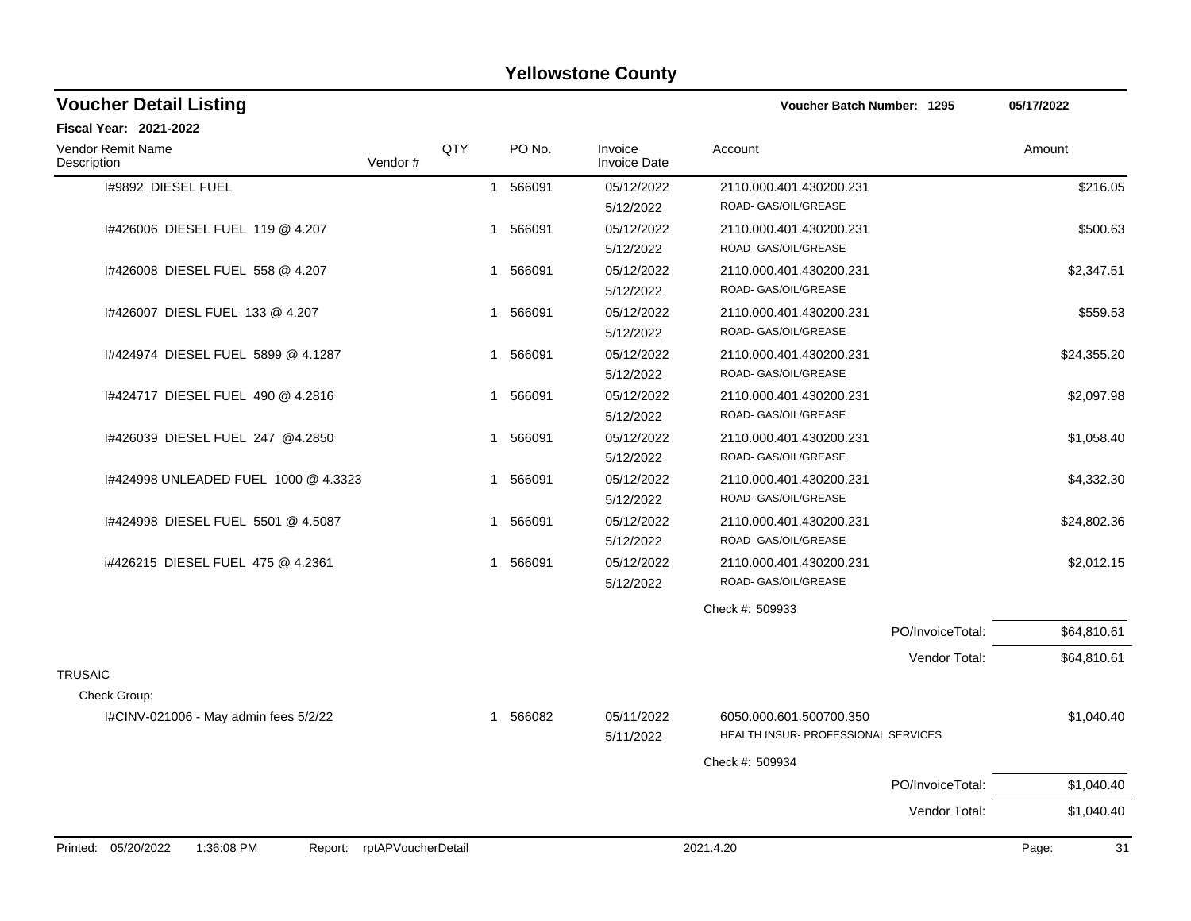# Yellowstone County

## Voucher Detail Listing

**Voucher Batch Number: 1295** 05/17/2022

**Fiscal Year: 2021-2022**

| Vendor Remit Name / Description | Vendor # | QTY | PO No. | Invoice / Invoice Date | Account | Amount |
|---|---|---|---|---|---|---|
| I#9892 DIESEL FUEL | | 1 | 566091 | 05/12/2022<br>5/12/2022 | 2110.000.401.430200.231<br>ROAD- GAS/OIL/GREASE | $216.05 |
| I#426006 DIESEL FUEL 119 @ 4.207 | | 1 | 566091 | 05/12/2022<br>5/12/2022 | 2110.000.401.430200.231<br>ROAD- GAS/OIL/GREASE | $500.63 |
| I#426008 DIESEL FUEL 558 @ 4.207 | | 1 | 566091 | 05/12/2022<br>5/12/2022 | 2110.000.401.430200.231<br>ROAD- GAS/OIL/GREASE | $2,347.51 |
| I#426007 DIESL FUEL 133 @ 4.207 | | 1 | 566091 | 05/12/2022<br>5/12/2022 | 2110.000.401.430200.231<br>ROAD- GAS/OIL/GREASE | $559.53 |
| I#424974 DIESEL FUEL 5899 @ 4.1287 | | 1 | 566091 | 05/12/2022<br>5/12/2022 | 2110.000.401.430200.231<br>ROAD- GAS/OIL/GREASE | $24,355.20 |
| I#424717 DIESEL FUEL 490 @ 4.2816 | | 1 | 566091 | 05/12/2022<br>5/12/2022 | 2110.000.401.430200.231<br>ROAD- GAS/OIL/GREASE | $2,097.98 |
| I#426039 DIESEL FUEL 247 @4.2850 | | 1 | 566091 | 05/12/2022<br>5/12/2022 | 2110.000.401.430200.231<br>ROAD- GAS/OIL/GREASE | $1,058.40 |
| I#424998 UNLEADED FUEL 1000 @ 4.3323 | | 1 | 566091 | 05/12/2022<br>5/12/2022 | 2110.000.401.430200.231<br>ROAD- GAS/OIL/GREASE | $4,332.30 |
| I#424998 DIESEL FUEL 5501 @ 4.5087 | | 1 | 566091 | 05/12/2022<br>5/12/2022 | 2110.000.401.430200.231<br>ROAD- GAS/OIL/GREASE | $24,802.36 |
| i#426215 DIESEL FUEL 475 @ 4.2361 | | 1 | 566091 | 05/12/2022<br>5/12/2022 | 2110.000.401.430200.231<br>ROAD- GAS/OIL/GREASE | $2,012.15 |
| | | | | | Check #: 509933 | |
| | | | | | PO/InvoiceTotal: | $64,810.61 |
| | | | | | Vendor Total: | $64,810.61 |
| TRUSAIC | | | | | | |
| Check Group: | | | | | | |
| I#CINV-021006 - May admin fees 5/2/22 | | 1 | 566082 | 05/11/2022<br>5/11/2022 | 6050.000.601.500700.350<br>HEALTH INSUR- PROFESSIONAL SERVICES | $1,040.40 |
| | | | | | Check #: 509934 | |
| | | | | | PO/InvoiceTotal: | $1,040.40 |
| | | | | | Vendor Total: | $1,040.40 |

Printed: 05/20/2022 1:36:08 PM Report: rptAPVoucherDetail 2021.4.20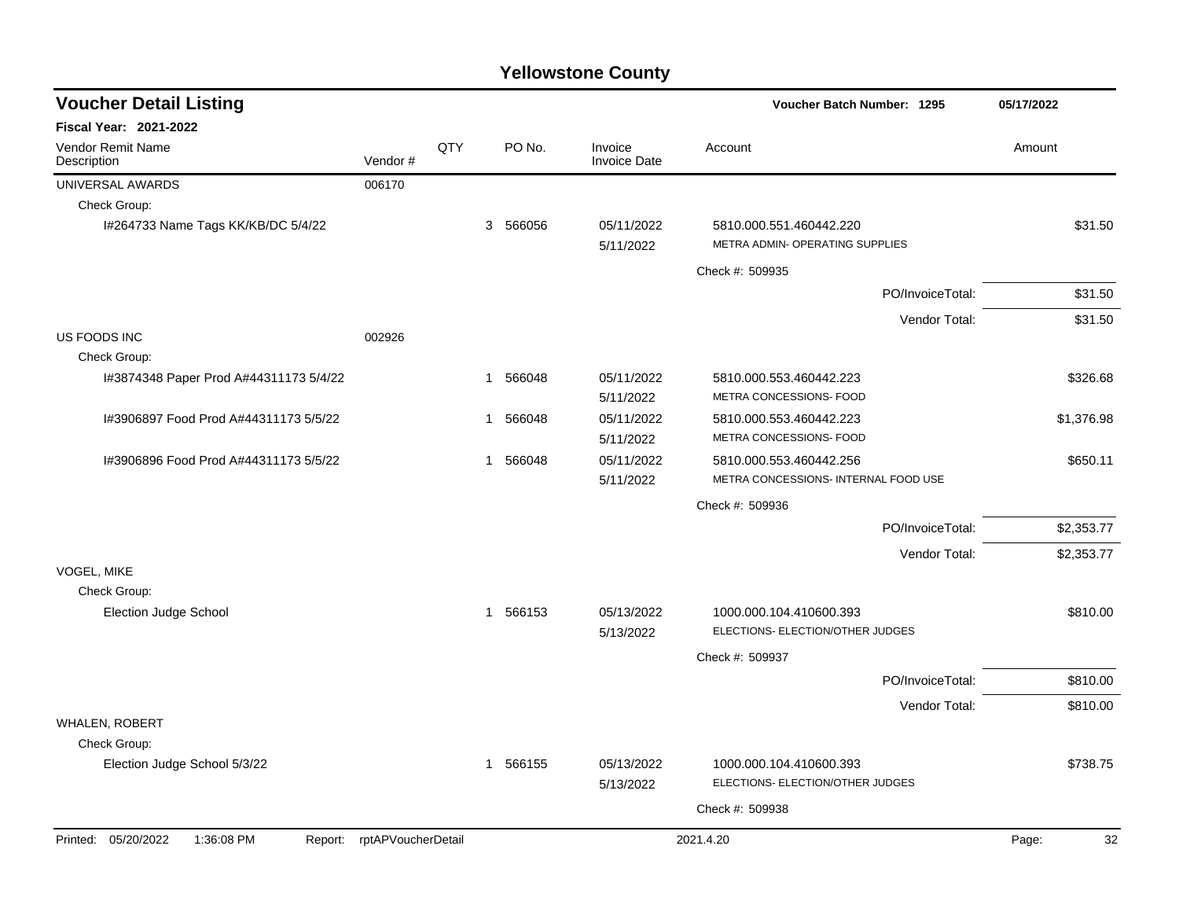# Yellowstone County

## Voucher Detail Listing

**Voucher Batch Number: 1295** 05/17/2022

**Fiscal Year: 2021-2022**

| Vendor Remit Name / Description | Vendor # | QTY | PO No. | Invoice / Invoice Date | Account | Amount |
|---|---|---|---|---|---|---|
| UNIVERSAL AWARDS | 006170 | | | | | |
| Check Group: | | | | | | |
| I#264733 Name Tags KK/KB/DC 5/4/22 | | 3 | 566056 | 05/11/2022 / 5/11/2022 | 5810.000.551.460442.220 METRA ADMIN- OPERATING SUPPLIES | $31.50 |
| | | | | | Check #: 509935 | |
| | | | | | PO/InvoiceTotal: | $31.50 |
| | | | | | Vendor Total: | $31.50 |
| US FOODS INC | 002926 | | | | | |
| Check Group: | | | | | | |
| I#3874348 Paper Prod A#44311173 5/4/22 | | 1 | 566048 | 05/11/2022 / 5/11/2022 | 5810.000.553.460442.223 METRA CONCESSIONS- FOOD | $326.68 |
| I#3906897 Food Prod A#44311173 5/5/22 | | 1 | 566048 | 05/11/2022 / 5/11/2022 | 5810.000.553.460442.223 METRA CONCESSIONS- FOOD | $1,376.98 |
| I#3906896 Food Prod A#44311173 5/5/22 | | 1 | 566048 | 05/11/2022 / 5/11/2022 | 5810.000.553.460442.256 METRA CONCESSIONS- INTERNAL FOOD USE | $650.11 |
| | | | | | Check #: 509936 | |
| | | | | | PO/InvoiceTotal: | $2,353.77 |
| | | | | | Vendor Total: | $2,353.77 |
| VOGEL, MIKE | | | | | | |
| Check Group: | | | | | | |
| Election Judge School | | 1 | 566153 | 05/13/2022 / 5/13/2022 | 1000.000.104.410600.393 ELECTIONS- ELECTION/OTHER JUDGES | $810.00 |
| | | | | | Check #: 509937 | |
| | | | | | PO/InvoiceTotal: | $810.00 |
| | | | | | Vendor Total: | $810.00 |
| WHALEN, ROBERT | | | | | | |
| Check Group: | | | | | | |
| Election Judge School 5/3/22 | | 1 | 566155 | 05/13/2022 / 5/13/2022 | 1000.000.104.410600.393 ELECTIONS- ELECTION/OTHER JUDGES | $738.75 |
| | | | | | Check #: 509938 | |

Printed: 05/20/2022 1:36:08 PM Report: rptAPVoucherDetail 2021.4.20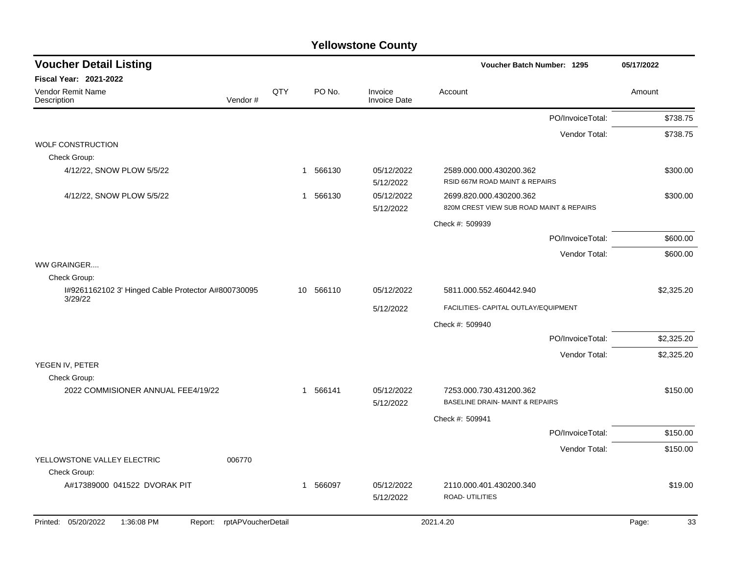# Yellowstone County

## Voucher Detail Listing

**Voucher Batch Number: 1295** — 05/17/2022

**Fiscal Year: 2021-2022**

| Vendor Remit Name / Description | Vendor # | QTY | PO No. | Invoice / Invoice Date | Account | Amount |
|---|---|---|---|---|---|---|
| | | | | | PO/InvoiceTotal: | $738.75 |
| | | | | | Vendor Total: | $738.75 |
| WOLF CONSTRUCTION | | | | | | |
| Check Group: | | | | | | |
| 4/12/22, SNOW PLOW 5/5/22 | | 1 | 566130 | 05/12/2022 5/12/2022 | 2589.000.000.430200.362 RSID 667M ROAD MAINT & REPAIRS | $300.00 |
| 4/12/22, SNOW PLOW 5/5/22 | | 1 | 566130 | 05/12/2022 5/12/2022 | 2699.820.000.430200.362 820M CREST VIEW SUB ROAD MAINT & REPAIRS | $300.00 |
| | | | | | Check #: 509939 | |
| | | | | | PO/InvoiceTotal: | $600.00 |
| | | | | | Vendor Total: | $600.00 |
| WW GRAINGER.... | | | | | | |
| Check Group: | | | | | | |
| I#9261162102 3' Hinged Cable Protector A#800730095 3/29/22 | | 10 | 566110 | 05/12/2022 5/12/2022 | 5811.000.552.460442.940 FACILITIES- CAPITAL OUTLAY/EQUIPMENT | $2,325.20 |
| | | | | | Check #: 509940 | |
| | | | | | PO/InvoiceTotal: | $2,325.20 |
| | | | | | Vendor Total: | $2,325.20 |
| YEGEN IV, PETER | | | | | | |
| Check Group: | | | | | | |
| 2022 COMMISIONER ANNUAL FEE4/19/22 | | 1 | 566141 | 05/12/2022 5/12/2022 | 7253.000.730.431200.362 BASELINE DRAIN- MAINT & REPAIRS | $150.00 |
| | | | | | Check #: 509941 | |
| | | | | | PO/InvoiceTotal: | $150.00 |
| | | | | | Vendor Total: | $150.00 |
| YELLOWSTONE VALLEY ELECTRIC | 006770 | | | | | |
| Check Group: | | | | | | |
| A#17389000 041522 DVORAK PIT | | 1 | 566097 | 05/12/2022 5/12/2022 | 2110.000.401.430200.340 ROAD- UTILITIES | $19.00 |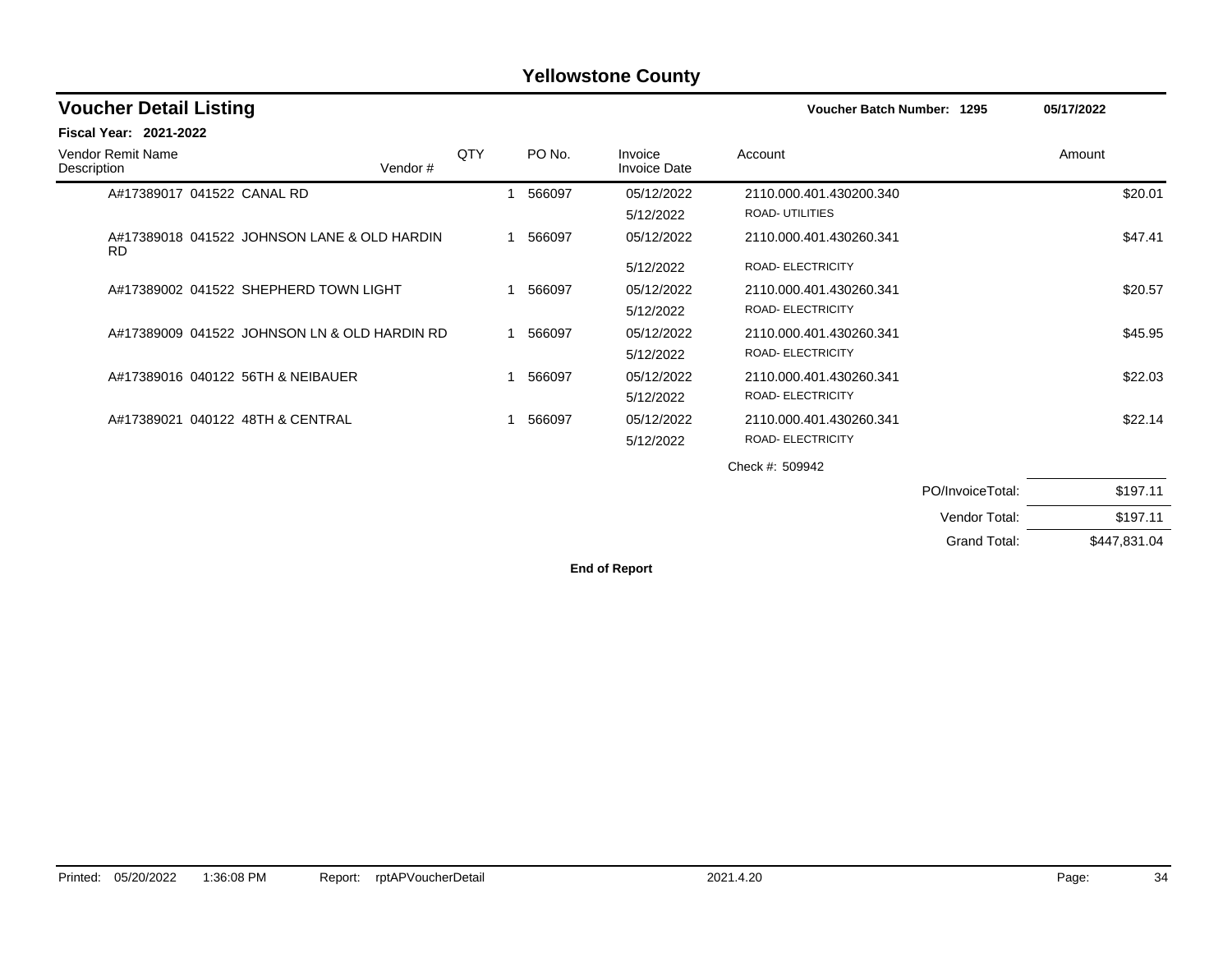# Yellowstone County

## Voucher Detail Listing

**Voucher Batch Number: 1295** **05/17/2022**

**Fiscal Year: 2021-2022**

| Vendor Remit Name / Description | Vendor # | QTY | PO No. | Invoice / Invoice Date | Account | Amount |
|---|---|---|---|---|---|---|
| A#17389017 041522 CANAL RD | | 1 | 566097 | 05/12/2022<br>5/12/2022 | 2110.000.401.430200.340<br>ROAD- UTILITIES | $20.01 |
| A#17389018 041522 JOHNSON LANE & OLD HARDIN RD | | 1 | 566097 | 05/12/2022<br>5/12/2022 | 2110.000.401.430260.341<br>ROAD- ELECTRICITY | $47.41 |
| A#17389002 041522 SHEPHERD TOWN LIGHT | | 1 | 566097 | 05/12/2022<br>5/12/2022 | 2110.000.401.430260.341<br>ROAD- ELECTRICITY | $20.57 |
| A#17389009 041522 JOHNSON LN & OLD HARDIN RD | | 1 | 566097 | 05/12/2022<br>5/12/2022 | 2110.000.401.430260.341<br>ROAD- ELECTRICITY | $45.95 |
| A#17389016 040122 56TH & NEIBAUER | | 1 | 566097 | 05/12/2022<br>5/12/2022 | 2110.000.401.430260.341<br>ROAD- ELECTRICITY | $22.03 |
| A#17389021 040122 48TH & CENTRAL | | 1 | 566097 | 05/12/2022<br>5/12/2022 | 2110.000.401.430260.341<br>ROAD- ELECTRICITY | $22.14 |
| | | | | | Check #: 509942 | |
| | | | | | PO/InvoiceTotal: | $197.11 |
| | | | | | Vendor Total: | $197.11 |
| | | | | | Grand Total: | $447,831.04 |

**End of Report**